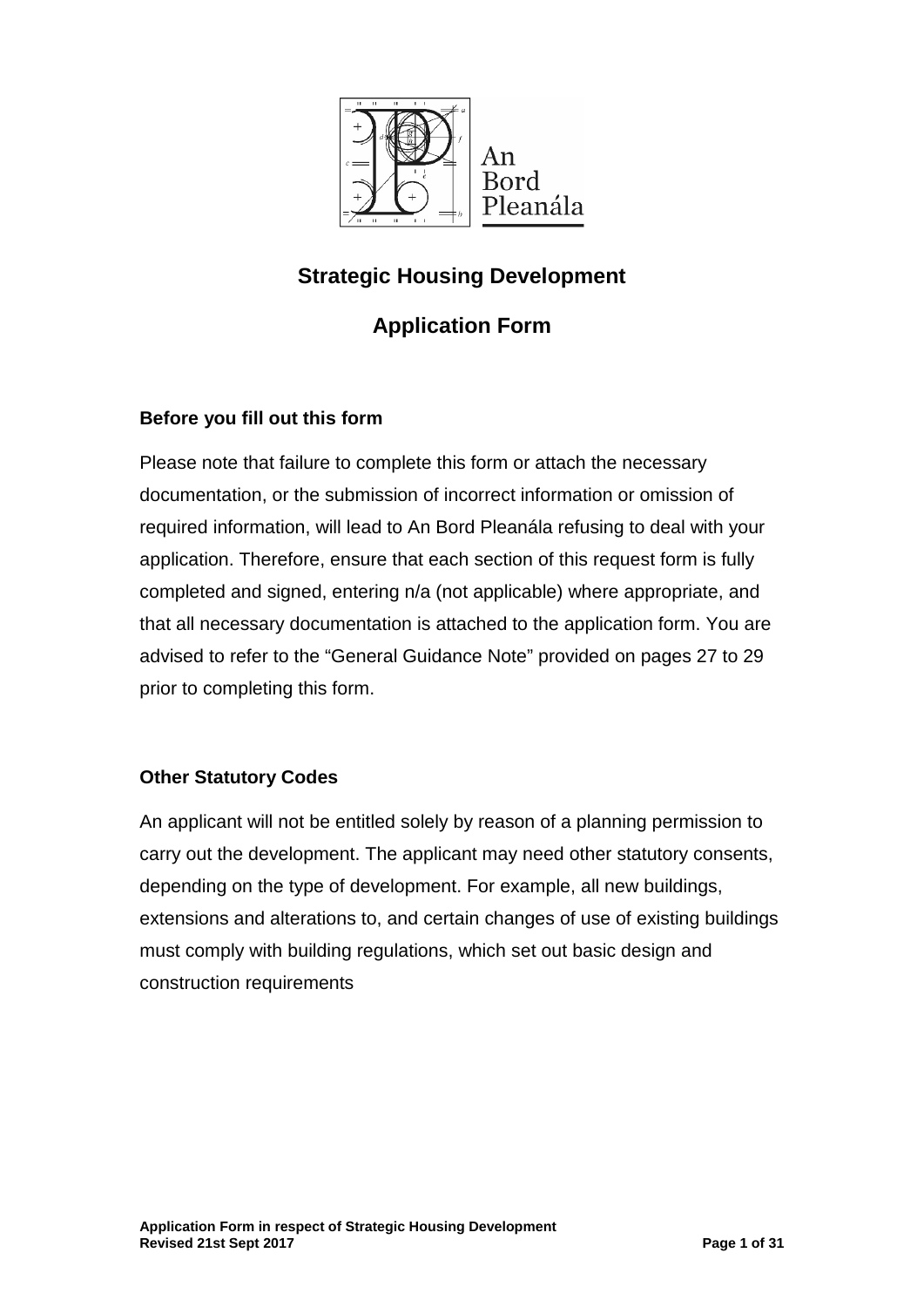# Strategic Housing Development

# Application Form

### Before you fill out this form

Please note that failure to complete this form or attach the necessary documentation, or the submission of incorrect information or omission of required information, will lead to An Bord Pleanála refusing to deal with your application. Therefore, ensure that each section of this request form is fully completed and signed, entering n/a (not applicable) where appropriate, and that all necessary documentation is attached to the application form. You are advised to refer to the "General Guidance Note" provided on pages 27 to 29 prior to completing this form.

### Other Statutory Codes

An applicant will not be entitled solely by reason of a planning permission to carry out the development. The applicant may need other statutory consents, depending on the type of development. For example, all new buildings, extensions and alterations to, and certain changes of use of existing buildings must comply with building regulations, which set out basic design and construction requirements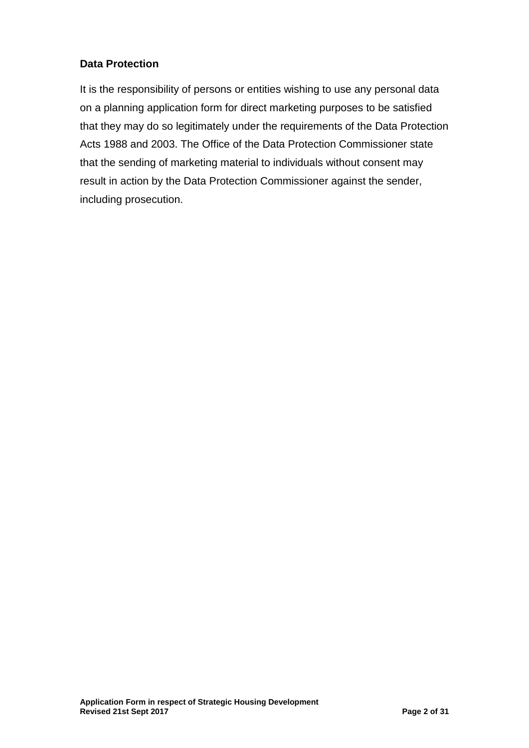**Data Protection**

It is the responsibility of persons or entities wishing to use any personal data on a planning application form for direct marketing purposes to be satisfied that they may do so legitimately under the requirements of the Data Protection Acts 1988 and 2003. The Office of the Data Protection Commissioner state that the sending of marketing material to individuals without consent may result in action by the Data Protection Commissioner against the sender, including prosecution.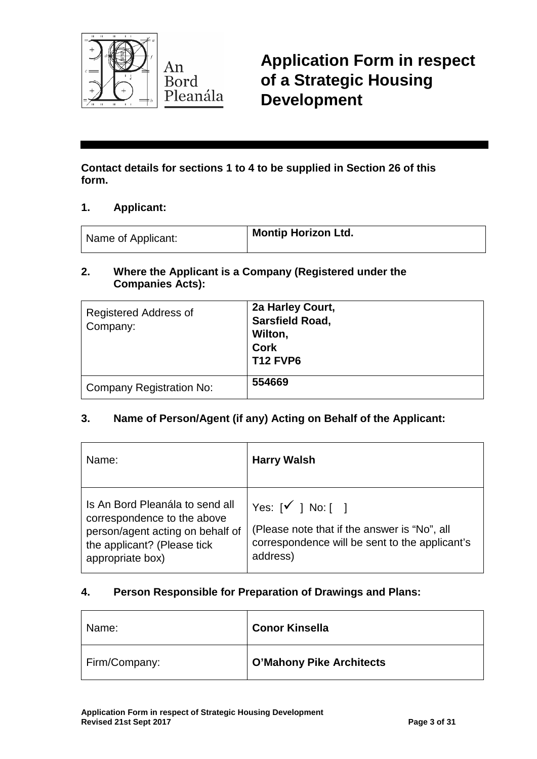# Application Form in respect of a Strategic Housing Development

**Contact details for sections 1 to 4 to be supplied in Section 26 of this form.**

## 1. Applicant:

| Name of Applicant: | **Montip Horizon Ltd.** |
|---|---|

## 2. Where the Applicant is a Company (Registered under the Companies Acts):

| Registered Address of Company: | **2a Harley Court,**<br>**Sarsfield Road,**<br>**Wilton,**<br>**Cork**<br>**T12 FVP6** |
|---|---|
| Company Registration No: | **554669** |

## 3. Name of Person/Agent (if any) Acting on Behalf of the Applicant:

| Name: | **Harry Walsh** |
|---|---|
| Is An Bord Pleanála to send all correspondence to the above person/agent acting on behalf of the applicant? (Please tick appropriate box) | Yes: [✓ ] No: [ ]<br>(Please note that if the answer is "No", all correspondence will be sent to the applicant's address) |

## 4. Person Responsible for Preparation of Drawings and Plans:

| Name: | **Conor Kinsella** |
|---|---|
| Firm/Company: | **O'Mahony Pike Architects** |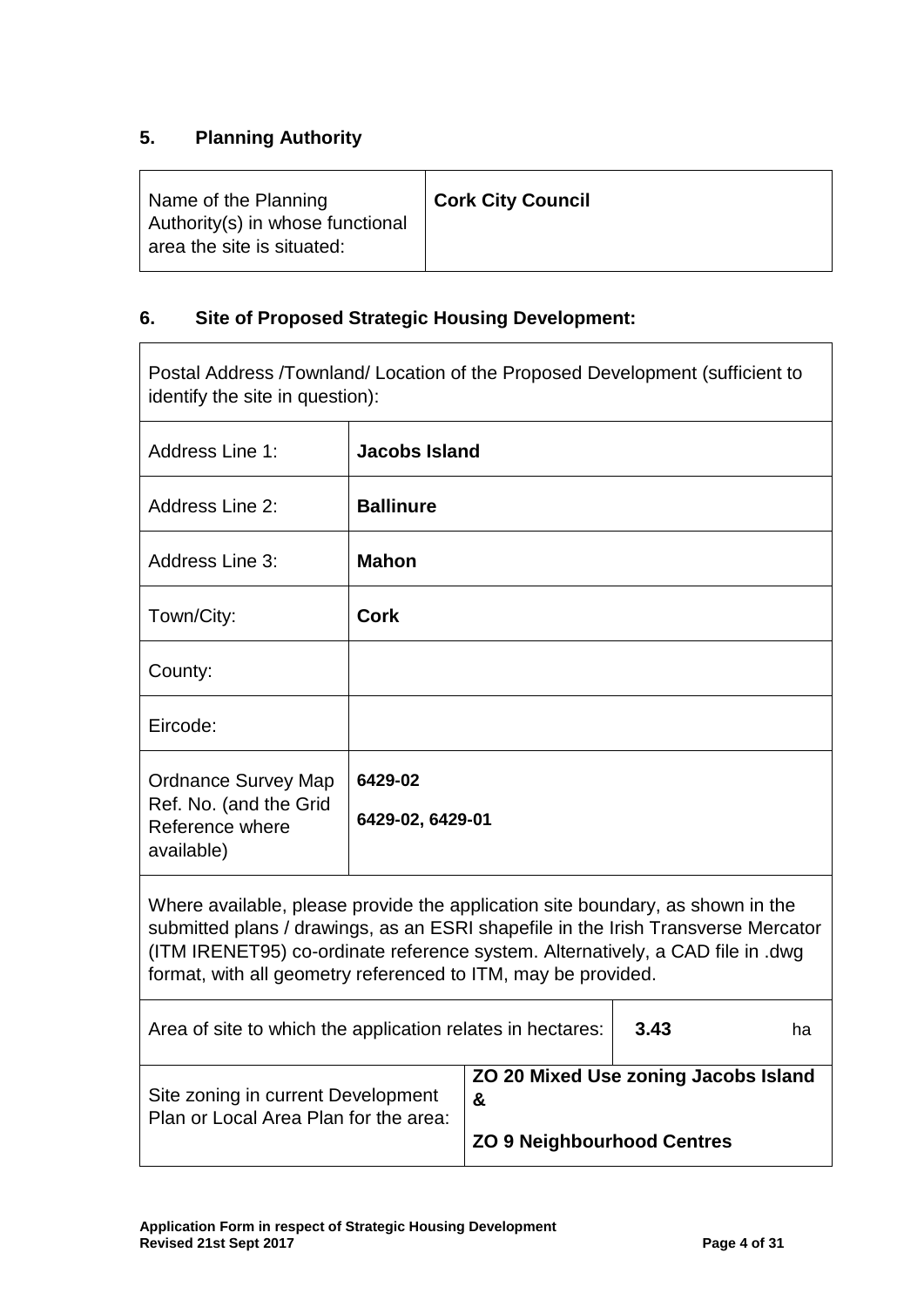## 5. Planning Authority

| Name of the Planning Authority(s) in whose functional area the site is situated: | **Cork City Council** |
|---|---|

## 6. Site of Proposed Strategic Housing Development:

| Postal Address /Townland/ Location of the Proposed Development (sufficient to identify the site in question): | | | |
|---|---|---|---|
| Address Line 1: | **Jacobs Island** | | |
| Address Line 2: | **Ballinure** | | |
| Address Line 3: | **Mahon** | | |
| Town/City: | **Cork** | | |
| County: | | | |
| Eircode: | | | |
| Ordnance Survey Map Ref. No. (and the Grid Reference where available) | **6429-02**<br>**6429-02, 6429-01** | | |
| Where available, please provide the application site boundary, as shown in the submitted plans / drawings, as an ESRI shapefile in the Irish Transverse Mercator (ITM IRENET95) co-ordinate reference system. Alternatively, a CAD file in .dwg format, with all geometry referenced to ITM, may be provided. | | | |
| Area of site to which the application relates in hectares: | | **3.43** | ha |
| Site zoning in current Development Plan or Local Area Plan for the area: | **ZO 20 Mixed Use zoning Jacobs Island &**<br><br>**ZO 9 Neighbourhood Centres** | | |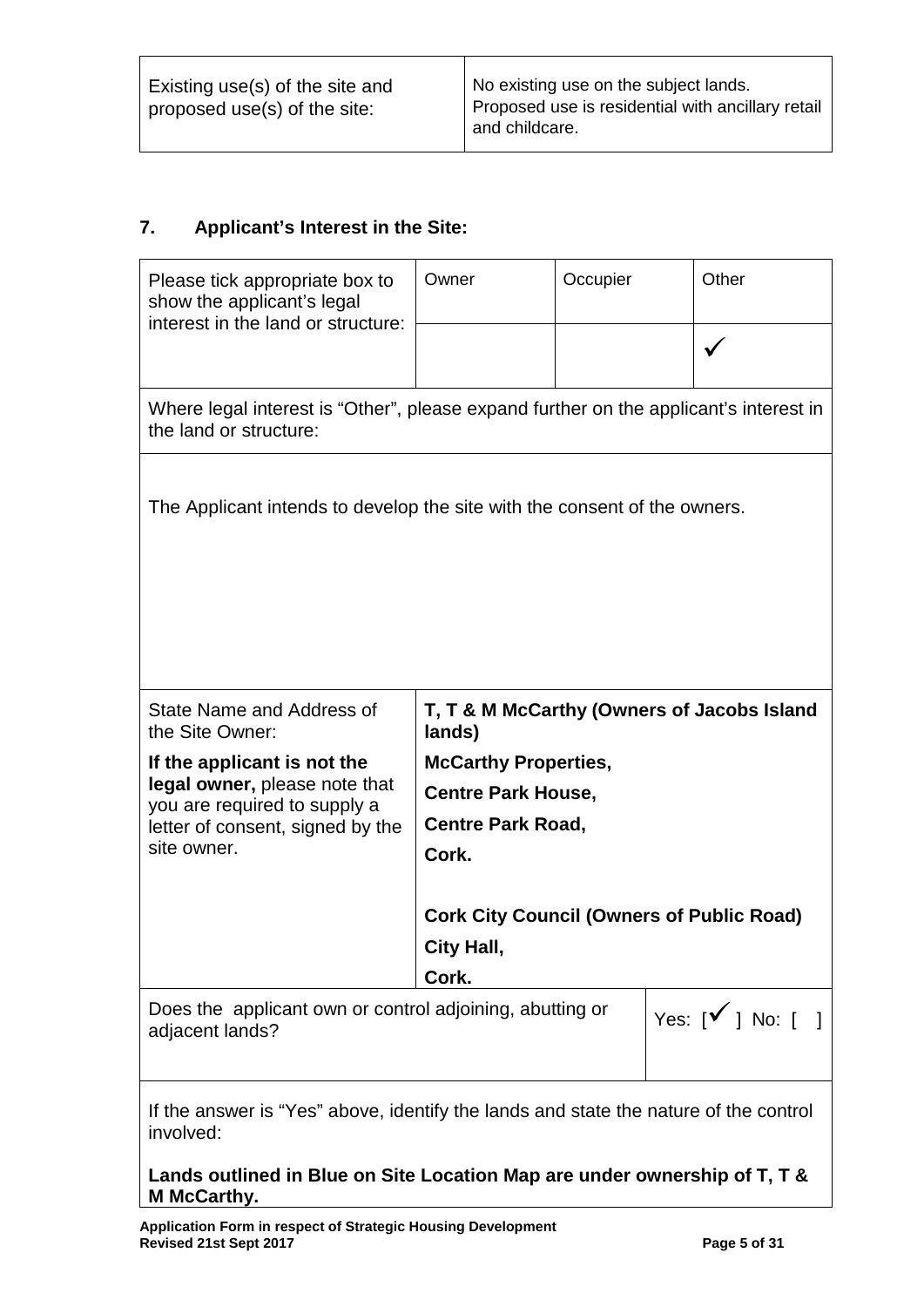| Existing use(s) of the site and proposed use(s) of the site: | No existing use on the subject lands. Proposed use is residential with ancillary retail and childcare. |
|---|---|

## 7. Applicant's Interest in the Site:

| Please tick appropriate box to show the applicant's legal interest in the land or structure: | Owner | Occupier | Other |
|---|---|---|---|
| | | | ✓ |

| Where legal interest is "Other", please expand further on the applicant's interest in the land or structure: |
|---|
| The Applicant intends to develop the site with the consent of the owners. |

| State Name and Address of the Site Owner: **If the applicant is not the legal owner,** please note that you are required to supply a letter of consent, signed by the site owner. | **T, T & M McCarthy (Owners of Jacobs Island lands)** **McCarthy Properties,** **Centre Park House,** **Centre Park Road,** **Cork.** **Cork City Council (Owners of Public Road)** **City Hall,** **Cork.** |
|---|---|

| Does the applicant own or control adjoining, abutting or adjacent lands? | Yes: [✓] No: [ ] |
|---|---|

If the answer is "Yes" above, identify the lands and state the nature of the control involved:

**Lands outlined in Blue on Site Location Map are under ownership of T, T & M McCarthy.**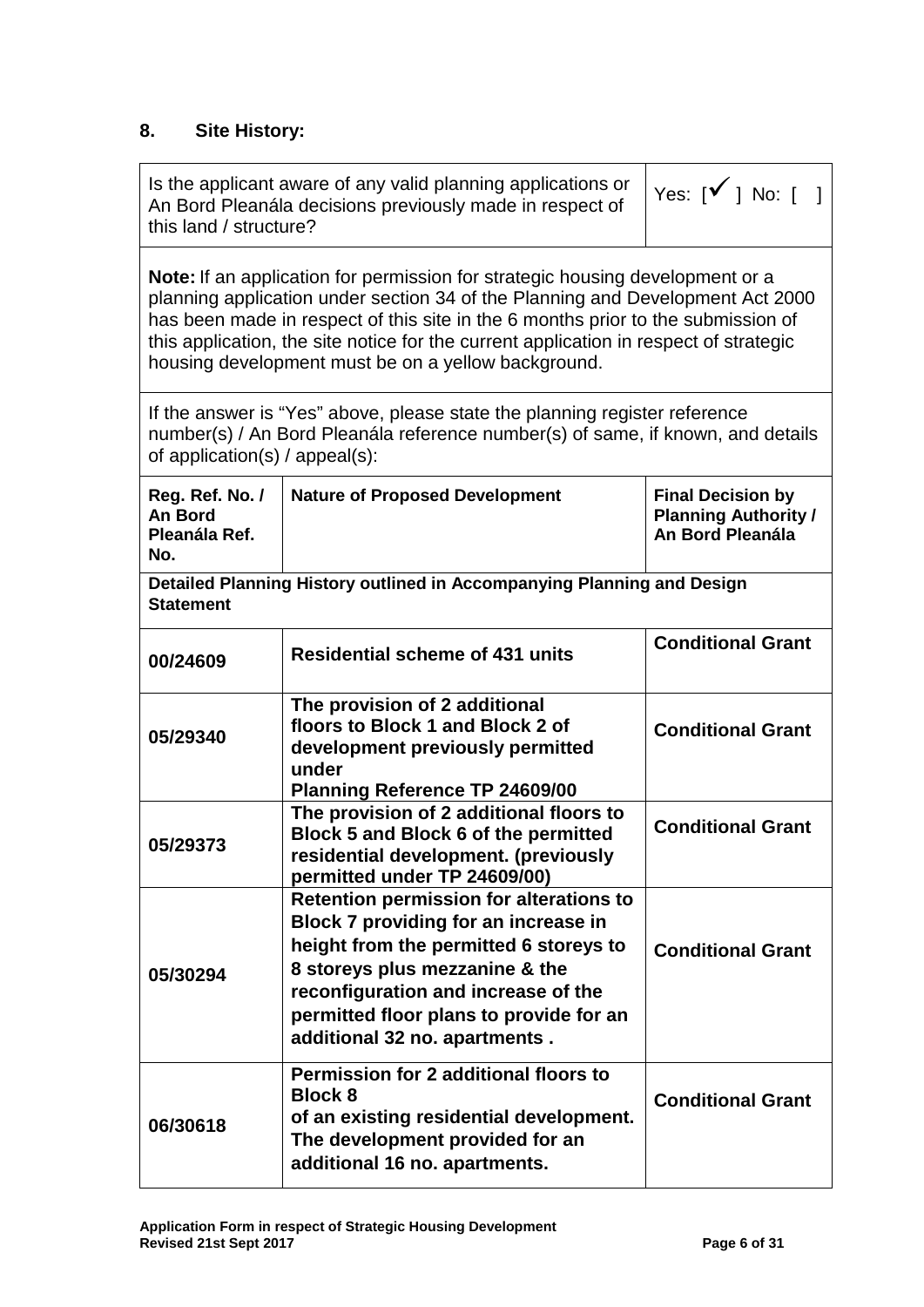## 8. Site History:

| Is the applicant aware of any valid planning applications or An Bord Pleanála decisions previously made in respect of this land / structure? | | Yes: [✓] No: [ ] |
|---|---|---|
| **Note:** If an application for permission for strategic housing development or a planning application under section 34 of the Planning and Development Act 2000 has been made in respect of this site in the 6 months prior to the submission of this application, the site notice for the current application in respect of strategic housing development must be on a yellow background. | | |
| If the answer is "Yes" above, please state the planning register reference number(s) / An Bord Pleanála reference number(s) of same, if known, and details of application(s) / appeal(s): | | |
| **Reg. Ref. No. / An Bord Pleanála Ref. No.** | **Nature of Proposed Development** | **Final Decision by Planning Authority / An Bord Pleanála** |
| **Detailed Planning History outlined in Accompanying Planning and Design Statement** | | |
| **00/24609** | **Residential scheme of 431 units** | **Conditional Grant** |
| **05/29340** | **The provision of 2 additional floors to Block 1 and Block 2 of development previously permitted under Planning Reference TP 24609/00** | **Conditional Grant** |
| **05/29373** | **The provision of 2 additional floors to Block 5 and Block 6 of the permitted residential development. (previously permitted under TP 24609/00)** | **Conditional Grant** |
| **05/30294** | **Retention permission for alterations to Block 7 providing for an increase in height from the permitted 6 storeys to 8 storeys plus mezzanine & the reconfiguration and increase of the permitted floor plans to provide for an additional 32 no. apartments .** | **Conditional Grant** |
| **06/30618** | **Permission for 2 additional floors to Block 8 of an existing residential development. The development provided for an additional 16 no. apartments.** | **Conditional Grant** |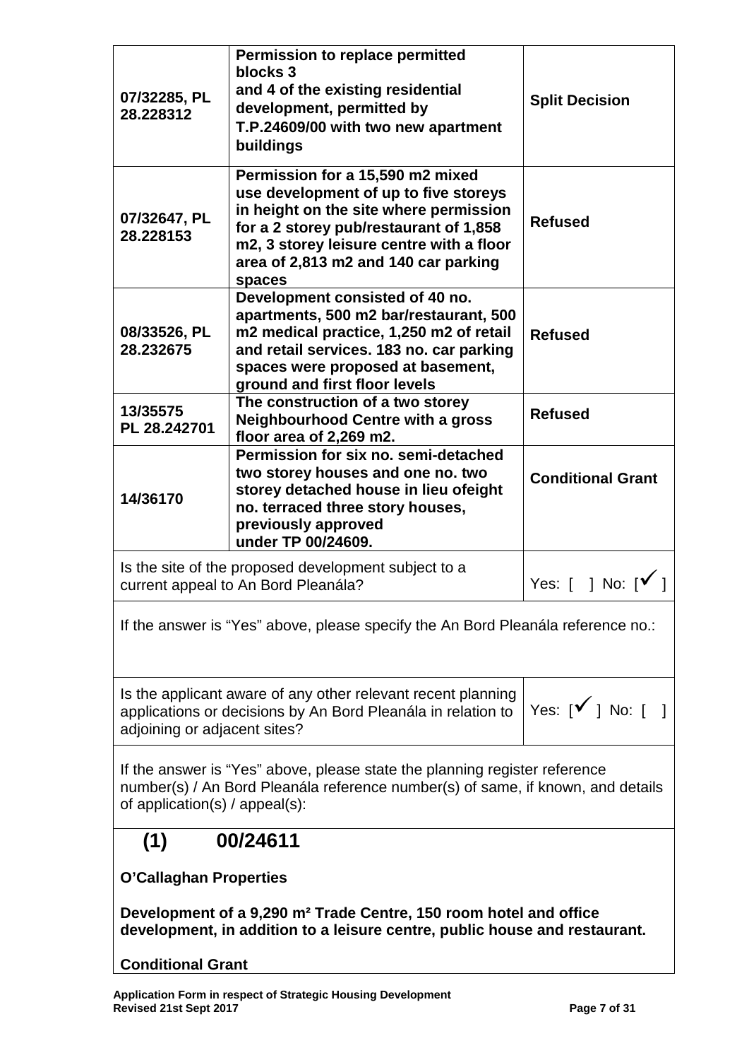| | | |
|---|---|---|
| **07/32285, PL 28.228312** | **Permission to replace permitted blocks 3 and 4 of the existing residential development, permitted by T.P.24609/00 with two new apartment buildings** | **Split Decision** |
| **07/32647, PL 28.228153** | **Permission for a 15,590 m2 mixed use development of up to five storeys in height on the site where permission for a 2 storey pub/restaurant of 1,858 m2, 3 storey leisure centre with a floor area of 2,813 m2 and 140 car parking spaces** | **Refused** |
| **08/33526, PL 28.232675** | **Development consisted of 40 no. apartments, 500 m2 bar/restaurant, 500 m2 medical practice, 1,250 m2 of retail and retail services. 183 no. car parking spaces were proposed at basement, ground and first floor levels** | **Refused** |
| **13/35575 PL 28.242701** | **The construction of a two storey Neighbourhood Centre with a gross floor area of 2,269 m2.** | **Refused** |
| **14/36170** | **Permission for six no. semi-detached two storey houses and one no. two storey detached house in lieu ofeight no. terraced three story houses, previously approved under TP 00/24609.** | **Conditional Grant** |

| | |
|---|---|
| Is the site of the proposed development subject to a current appeal to An Bord Pleanála? | Yes: [ ] No: [✓] |

If the answer is "Yes" above, please specify the An Bord Pleanála reference no.:

| | |
|---|---|
| Is the applicant aware of any other relevant recent planning applications or decisions by An Bord Pleanála in relation to adjoining or adjacent sites? | Yes: [✓] No: [ ] |

If the answer is "Yes" above, please state the planning register reference number(s) / An Bord Pleanála reference number(s) of same, if known, and details of application(s) / appeal(s):

## (1) 00/24611

**O'Callaghan Properties**

**Development of a 9,290 m² Trade Centre, 150 room hotel and office development, in addition to a leisure centre, public house and restaurant.**

**Conditional Grant**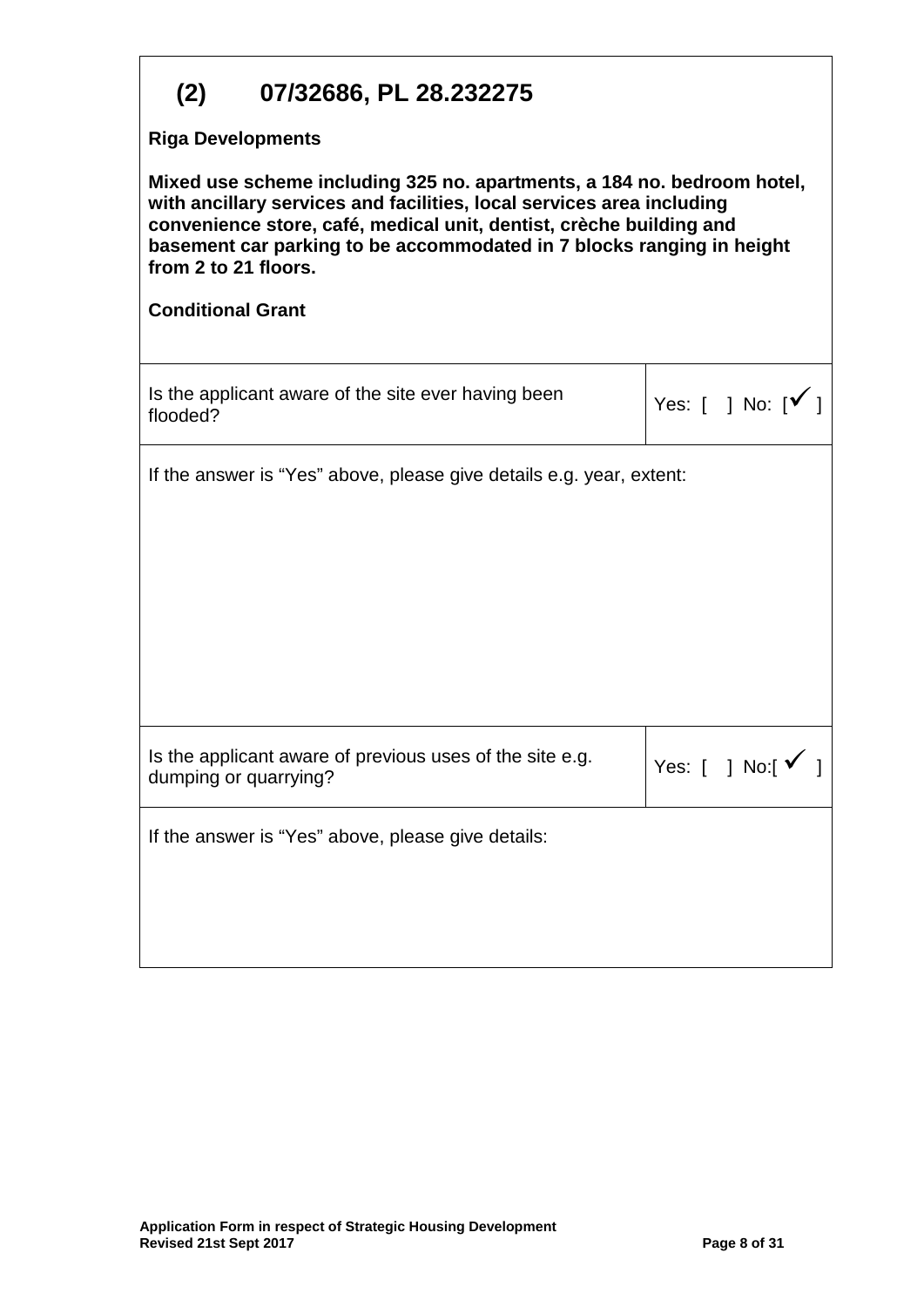## (2) 07/32686, PL 28.232275

**Riga Developments**

**Mixed use scheme including 325 no. apartments, a 184 no. bedroom hotel, with ancillary services and facilities, local services area including convenience store, café, medical unit, dentist, crèche building and basement car parking to be accommodated in 7 blocks ranging in height from 2 to 21 floors.**

**Conditional Grant**

| Is the applicant aware of the site ever having been flooded? | Yes: [ ] No: [✓] |
|---|---|
| If the answer is "Yes" above, please give details e.g. year, extent: | |
| Is the applicant aware of previous uses of the site e.g. dumping or quarrying? | Yes: [ ] No:[✓] |
| If the answer is "Yes" above, please give details: | |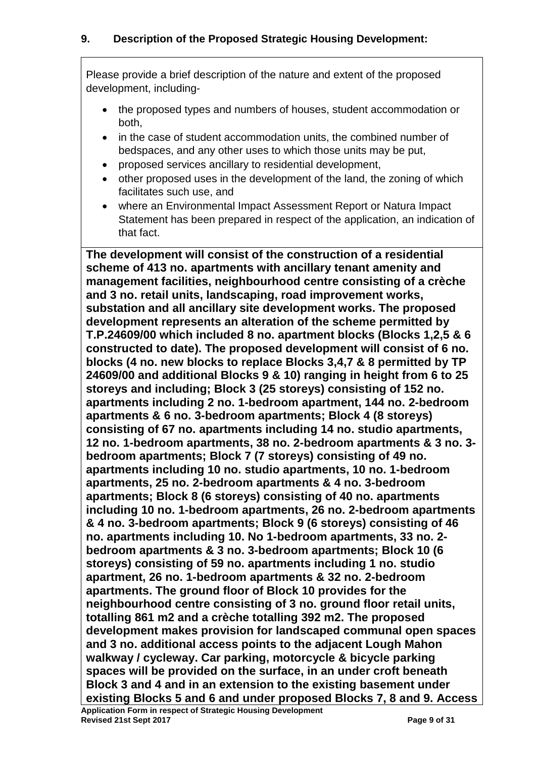## 9. Description of the Proposed Strategic Housing Development:

Please provide a brief description of the nature and extent of the proposed development, including-

- the proposed types and numbers of houses, student accommodation or both,
- in the case of student accommodation units, the combined number of bedspaces, and any other uses to which those units may be put,
- proposed services ancillary to residential development,
- other proposed uses in the development of the land, the zoning of which facilitates such use, and
- where an Environmental Impact Assessment Report or Natura Impact Statement has been prepared in respect of the application, an indication of that fact.

**The development will consist of the construction of a residential scheme of 413 no. apartments with ancillary tenant amenity and management facilities, neighbourhood centre consisting of a crèche and 3 no. retail units, landscaping, road improvement works, substation and all ancillary site development works. The proposed development represents an alteration of the scheme permitted by T.P.24609/00 which included 8 no. apartment blocks (Blocks 1,2,5 & 6 constructed to date). The proposed development will consist of 6 no. blocks (4 no. new blocks to replace Blocks 3,4,7 & 8 permitted by TP 24609/00 and additional Blocks 9 & 10) ranging in height from 6 to 25 storeys and including; Block 3 (25 storeys) consisting of 152 no. apartments including 2 no. 1-bedroom apartment, 144 no. 2-bedroom apartments & 6 no. 3-bedroom apartments; Block 4 (8 storeys) consisting of 67 no. apartments including 14 no. studio apartments, 12 no. 1-bedroom apartments, 38 no. 2-bedroom apartments & 3 no. 3-bedroom apartments; Block 7 (7 storeys) consisting of 49 no. apartments including 10 no. studio apartments, 10 no. 1-bedroom apartments, 25 no. 2-bedroom apartments & 4 no. 3-bedroom apartments; Block 8 (6 storeys) consisting of 40 no. apartments including 10 no. 1-bedroom apartments, 26 no. 2-bedroom apartments & 4 no. 3-bedroom apartments; Block 9 (6 storeys) consisting of 46 no. apartments including 10. No 1-bedroom apartments, 33 no. 2-bedroom apartments & 3 no. 3-bedroom apartments; Block 10 (6 storeys) consisting of 59 no. apartments including 1 no. studio apartment, 26 no. 1-bedroom apartments & 32 no. 2-bedroom apartments. The ground floor of Block 10 provides for the neighbourhood centre consisting of 3 no. ground floor retail units, totalling 861 m2 and a crèche totalling 392 m2. The proposed development makes provision for landscaped communal open spaces and 3 no. additional access points to the adjacent Lough Mahon walkway / cycleway. Car parking, motorcycle & bicycle parking spaces will be provided on the surface, in an under croft beneath Block 3 and 4 and in an extension to the existing basement under existing Blocks 5 and 6 and under proposed Blocks 7, 8 and 9. Access**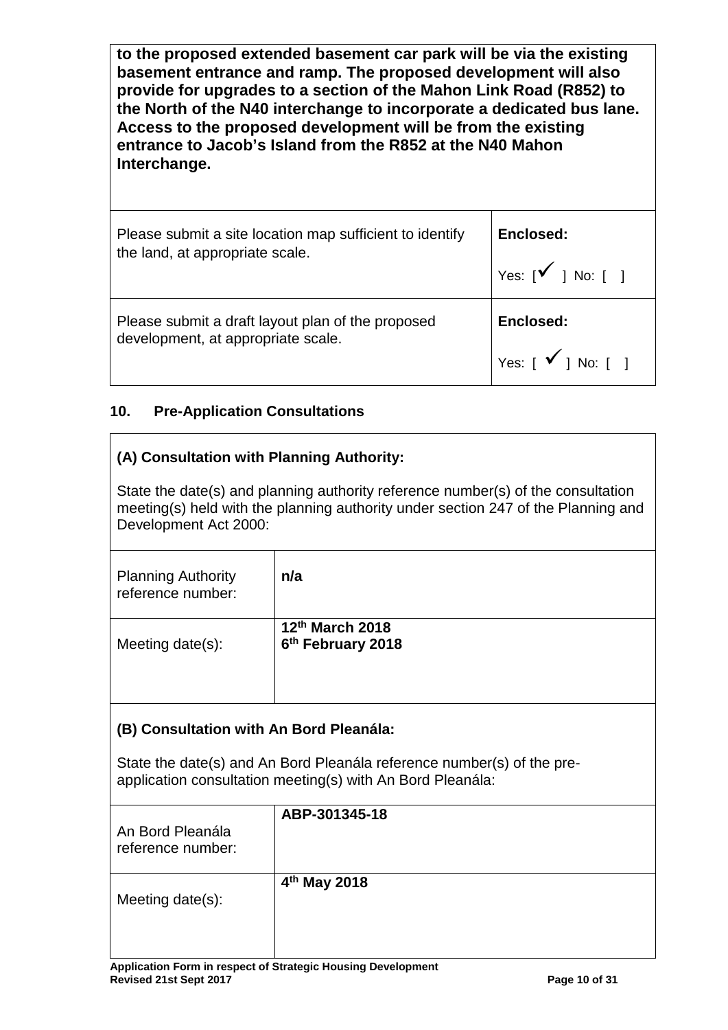**to the proposed extended basement car park will be via the existing basement entrance and ramp. The proposed development will also provide for upgrades to a section of the Mahon Link Road (R852) to the North of the N40 interchange to incorporate a dedicated bus lane. Access to the proposed development will be from the existing entrance to Jacob's Island from the R852 at the N40 Mahon Interchange.**

| | |
|---|---|
| Please submit a site location map sufficient to identify the land, at appropriate scale. | **Enclosed:** Yes: [✓] No: [ ] |
| Please submit a draft layout plan of the proposed development, at appropriate scale. | **Enclosed:** Yes: [✓] No: [ ] |

## 10. Pre-Application Consultations

**(A) Consultation with Planning Authority:**

State the date(s) and planning authority reference number(s) of the consultation meeting(s) held with the planning authority under section 247 of the Planning and Development Act 2000:

| | |
|---|---|
| Planning Authority reference number: | **n/a** |
| Meeting date(s): | **12th March 2018**<br>**6th February 2018** |

**(B) Consultation with An Bord Pleanála:**

State the date(s) and An Bord Pleanála reference number(s) of the pre-application consultation meeting(s) with An Bord Pleanála:

| | |
|---|---|
| An Bord Pleanála reference number: | **ABP-301345-18** |
| Meeting date(s): | **4th May 2018** |

**Application Form in respect of Strategic Housing Development**
**Revised 21st Sept 2017**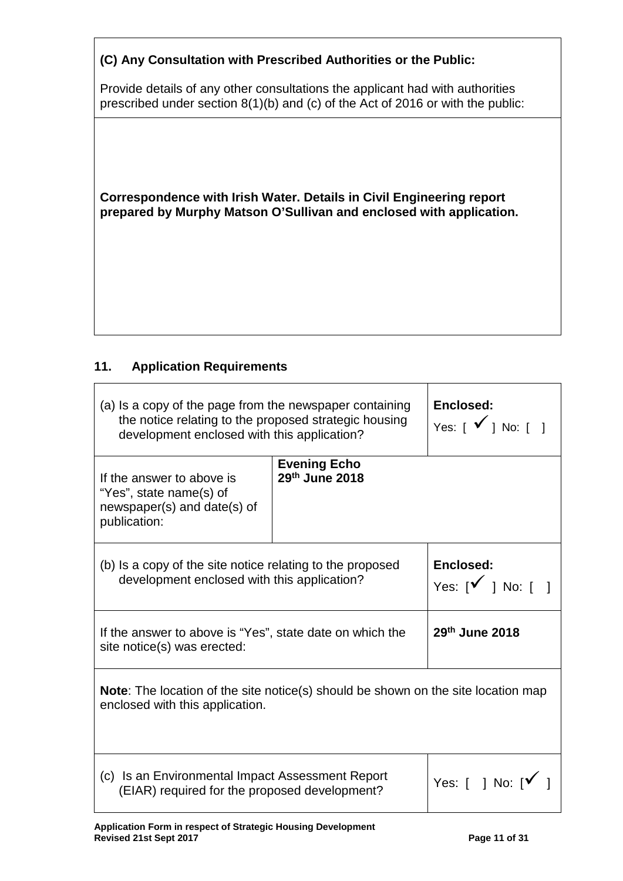**(C) Any Consultation with Prescribed Authorities or the Public:**

Provide details of any other consultations the applicant had with authorities prescribed under section 8(1)(b) and (c) of the Act of 2016 or with the public:

**Correspondence with Irish Water. Details in Civil Engineering report prepared by Murphy Matson O'Sullivan and enclosed with application.**

## 11. Application Requirements

| | | |
|---|---|---|
| (a) Is a copy of the page from the newspaper containing the notice relating to the proposed strategic housing development enclosed with this application? | | **Enclosed:** Yes: [ ✓ ] No: [ ] |
| If the answer to above is "Yes", state name(s) of newspaper(s) and date(s) of publication: | **Evening Echo 29th June 2018** | |
| (b) Is a copy of the site notice relating to the proposed development enclosed with this application? | | **Enclosed:** Yes: [✓ ] No: [ ] |
| If the answer to above is "Yes", state date on which the site notice(s) was erected: | | **29th June 2018** |
| **Note**: The location of the site notice(s) should be shown on the site location map enclosed with this application. | | |
| (c) Is an Environmental Impact Assessment Report (EIAR) required for the proposed development? | | Yes: [ ] No: [✓ ] |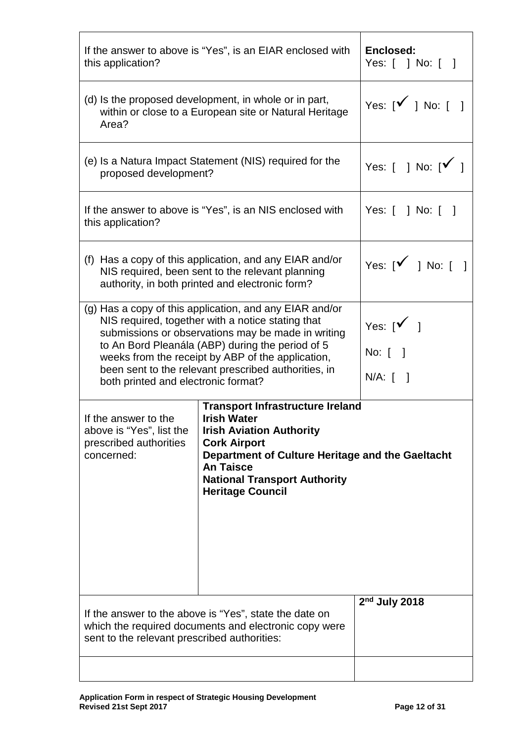| | | |
|---|---|---|
| If the answer to above is "Yes", is an EIAR enclosed with this application? | | **Enclosed:** Yes: [ ] No: [ ] |
| (d) Is the proposed development, in whole or in part, within or close to a European site or Natural Heritage Area? | | Yes: [✓] No: [ ] |
| (e) Is a Natura Impact Statement (NIS) required for the proposed development? | | Yes: [ ] No: [✓] |
| If the answer to above is "Yes", is an NIS enclosed with this application? | | Yes: [ ] No: [ ] |
| (f) Has a copy of this application, and any EIAR and/or NIS required, been sent to the relevant planning authority, in both printed and electronic form? | | Yes: [✓] No: [ ] |
| (g) Has a copy of this application, and any EIAR and/or NIS required, together with a notice stating that submissions or observations may be made in writing to An Bord Pleanála (ABP) during the period of 5 weeks from the receipt by ABP of the application, been sent to the relevant prescribed authorities, in both printed and electronic format? | | Yes: [✓] No: [ ] N/A: [ ] |
| If the answer to the above is "Yes", list the prescribed authorities concerned: | **Transport Infrastructure Ireland** **Irish Water** **Irish Aviation Authority** **Cork Airport** **Department of Culture Heritage and the Gaeltacht** **An Taisce** **National Transport Authority** **Heritage Council** | |
| If the answer to the above is "Yes", state the date on which the required documents and electronic copy were sent to the relevant prescribed authorities: | | **2nd July 2018** |
| | | |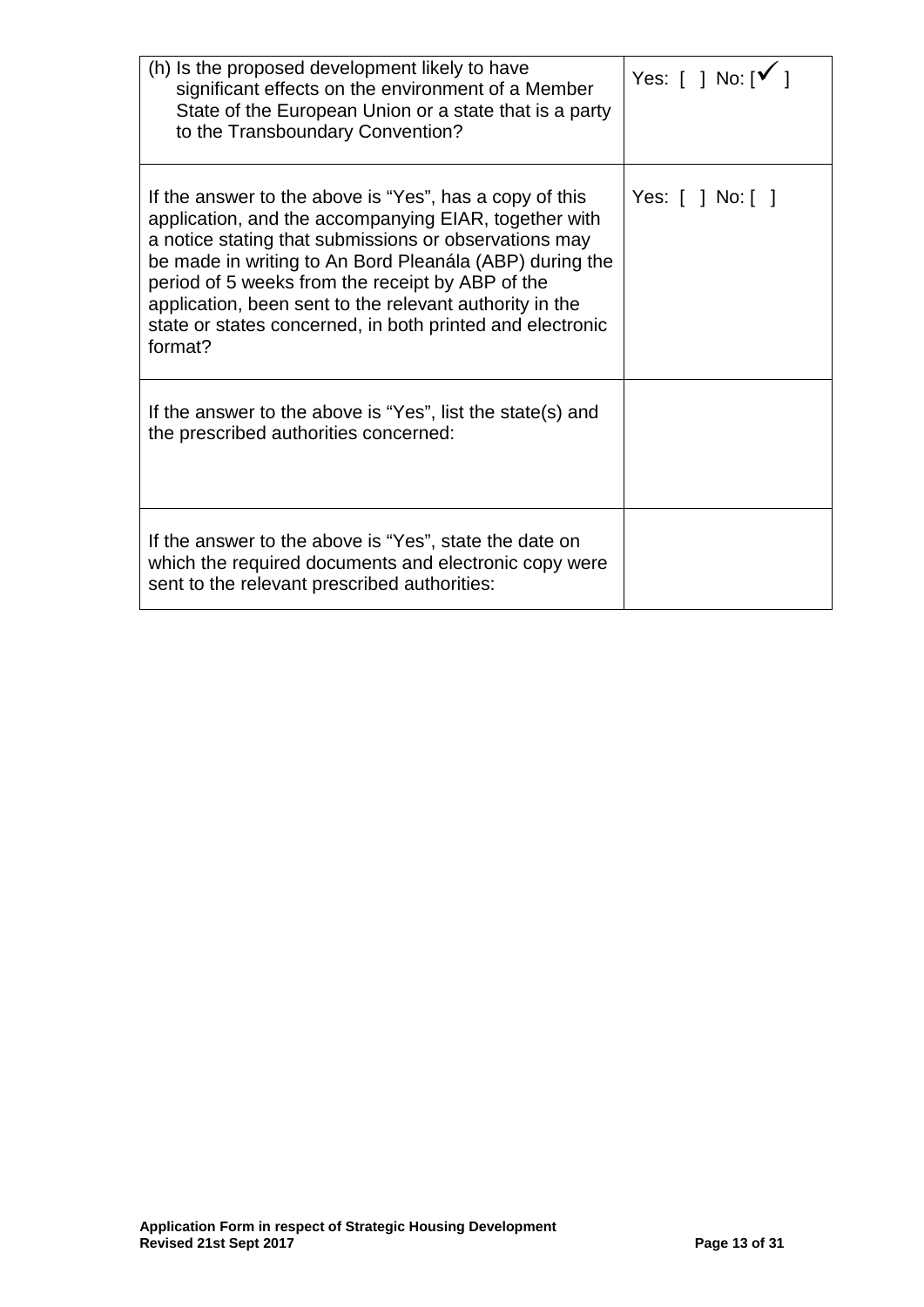| (h) Is the proposed development likely to have significant effects on the environment of a Member State of the European Union or a state that is a party to the Transboundary Convention? | Yes: [ ] No: [✓] |
|---|---|
| If the answer to the above is "Yes", has a copy of this application, and the accompanying EIAR, together with a notice stating that submissions or observations may be made in writing to An Bord Pleanála (ABP) during the period of 5 weeks from the receipt by ABP of the application, been sent to the relevant authority in the state or states concerned, in both printed and electronic format? | Yes: [ ] No: [ ] |
| If the answer to the above is "Yes", list the state(s) and the prescribed authorities concerned: | |
| If the answer to the above is "Yes", state the date on which the required documents and electronic copy were sent to the relevant prescribed authorities: | |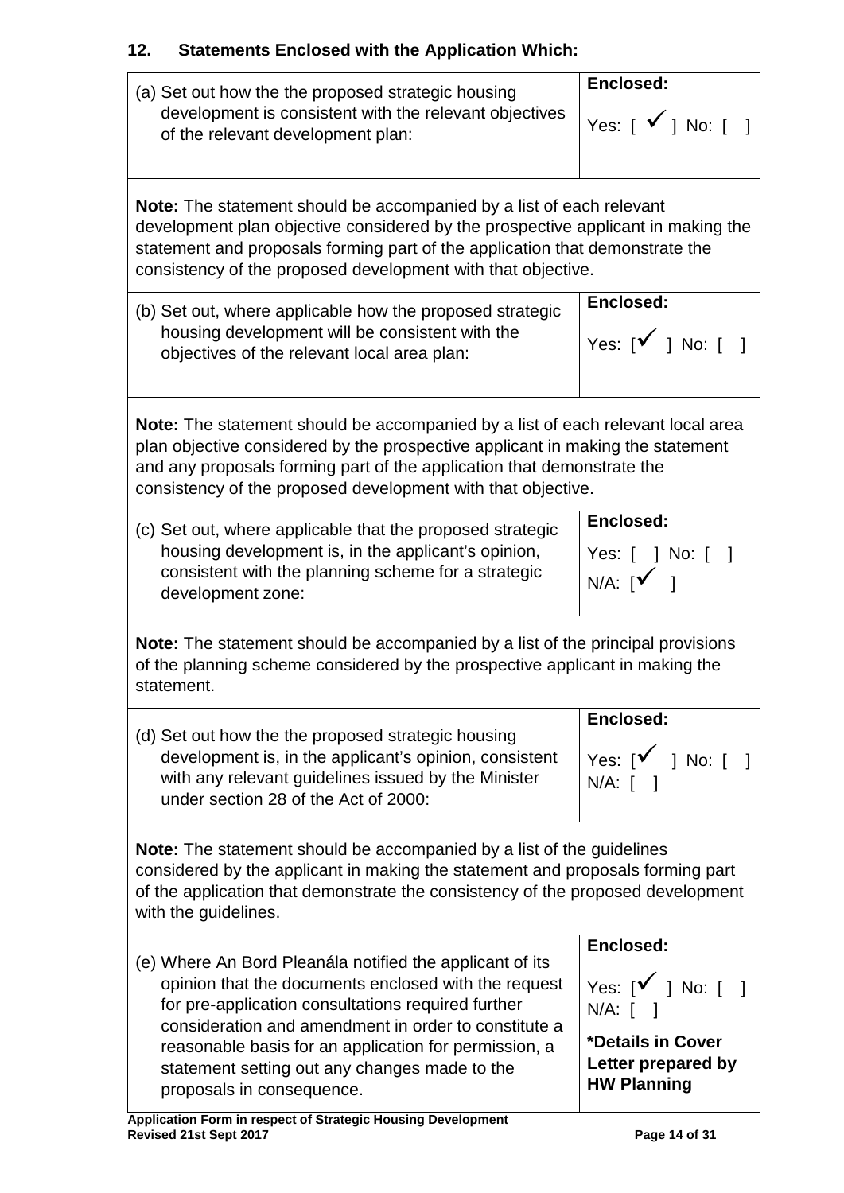## 12. Statements Enclosed with the Application Which:

| | |
|---|---|
| (a) Set out how the the proposed strategic housing development is consistent with the relevant objectives of the relevant development plan: | **Enclosed:**<br>Yes: [ ✓ ] No: [ ] |
| **Note:** The statement should be accompanied by a list of each relevant development plan objective considered by the prospective applicant in making the statement and proposals forming part of the application that demonstrate the consistency of the proposed development with that objective. | |
| (b) Set out, where applicable how the proposed strategic housing development will be consistent with the objectives of the relevant local area plan: | **Enclosed:**<br>Yes: [✓ ] No: [ ] |
| **Note:** The statement should be accompanied by a list of each relevant local area plan objective considered by the prospective applicant in making the statement and any proposals forming part of the application that demonstrate the consistency of the proposed development with that objective. | |
| (c) Set out, where applicable that the proposed strategic housing development is, in the applicant's opinion, consistent with the planning scheme for a strategic development zone: | **Enclosed:**<br>Yes: [ ] No: [ ]<br>N/A: [✓ ] |
| **Note:** The statement should be accompanied by a list of the principal provisions of the planning scheme considered by the prospective applicant in making the statement. | |
| (d) Set out how the the proposed strategic housing development is, in the applicant's opinion, consistent with any relevant guidelines issued by the Minister under section 28 of the Act of 2000: | **Enclosed:**<br>Yes: [✓ ] No: [ ]<br>N/A: [ ] |
| **Note:** The statement should be accompanied by a list of the guidelines considered by the applicant in making the statement and proposals forming part of the application that demonstrate the consistency of the proposed development with the guidelines. | |
| (e) Where An Bord Pleanála notified the applicant of its opinion that the documents enclosed with the request for pre-application consultations required further consideration and amendment in order to constitute a reasonable basis for an application for permission, a statement setting out any changes made to the proposals in consequence. | **Enclosed:**<br>Yes: [✓ ] No: [ ]<br>N/A: [ ]<br>**\*Details in Cover Letter prepared by HW Planning** |

**Application Form in respect of Strategic Housing Development**
**Revised 21st Sept 2017**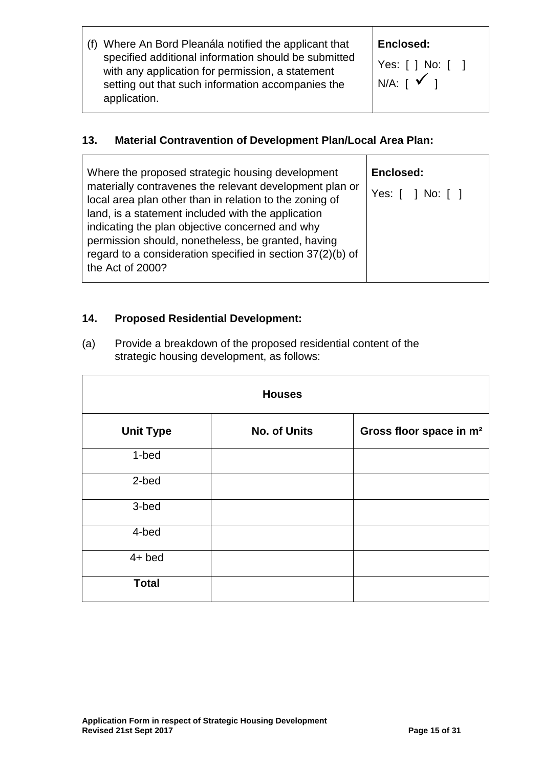| (f) Where An Bord Pleanála notified the applicant that specified additional information should be submitted with any application for permission, a statement setting out that such information accompanies the application. | **Enclosed:** Yes: [ ] No: [ ] N/A: [ ✓ ] |
|---|---|

## 13. Material Contravention of Development Plan/Local Area Plan:

| Where the proposed strategic housing development materially contravenes the relevant development plan or local area plan other than in relation to the zoning of land, is a statement included with the application indicating the plan objective concerned and why permission should, nonetheless, be granted, having regard to a consideration specified in section 37(2)(b) of the Act of 2000? | **Enclosed:** Yes: [ ] No: [ ] |
|---|---|

## 14. Proposed Residential Development:

(a) Provide a breakdown of the proposed residential content of the strategic housing development, as follows:

| **Houses** | | |
|---|---|---|
| **Unit Type** | **No. of Units** | **Gross floor space in m²** |
| 1-bed | | |
| 2-bed | | |
| 3-bed | | |
| 4-bed | | |
| 4+ bed | | |
| **Total** | | |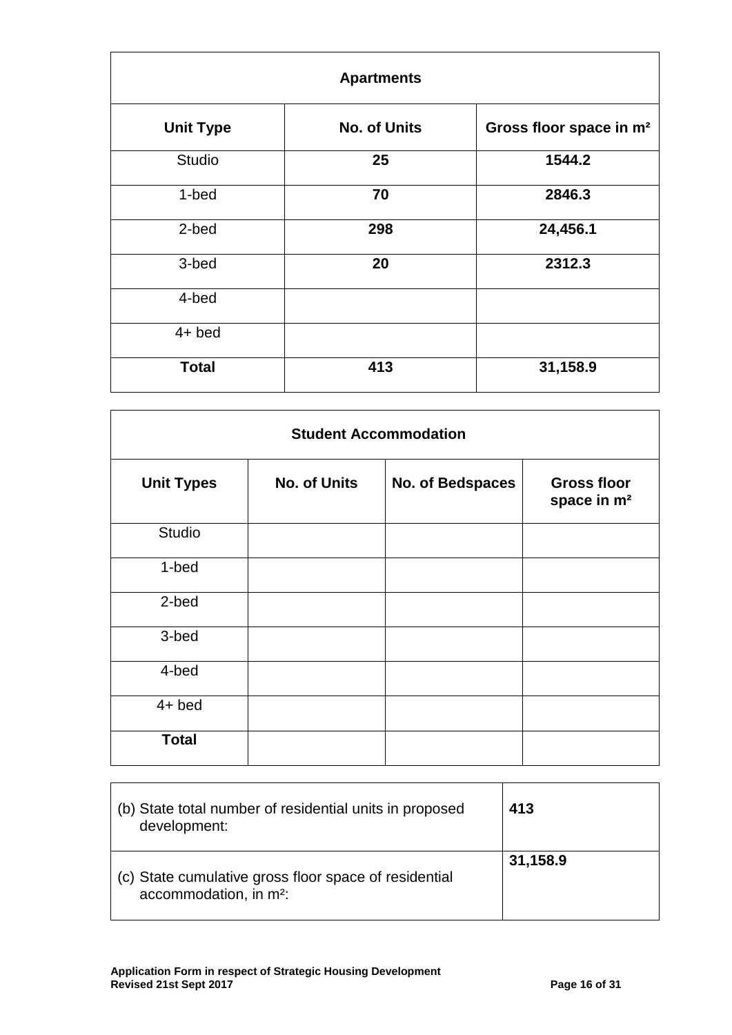| Apartments | | |
|---|---|---|
| **Unit Type** | **No. of Units** | **Gross floor space in m²** |
| Studio | **25** | **1544.2** |
| 1-bed | **70** | **2846.3** |
| 2-bed | **298** | **24,456.1** |
| 3-bed | **20** | **2312.3** |
| 4-bed | | |
| 4+ bed | | |
| **Total** | **413** | **31,158.9** |

| Student Accommodation | | | |
|---|---|---|---|
| **Unit Types** | **No. of Units** | **No. of Bedspaces** | **Gross floor space in m²** |
| Studio | | | |
| 1-bed | | | |
| 2-bed | | | |
| 3-bed | | | |
| 4-bed | | | |
| 4+ bed | | | |
| **Total** | | | |

| | |
|---|---|
| (b) State total number of residential units in proposed development: | **413** |
| (c) State cumulative gross floor space of residential accommodation, in m²: | **31,158.9** |

**Application Form in respect of Strategic Housing Development**
**Revised 21st Sept 2017**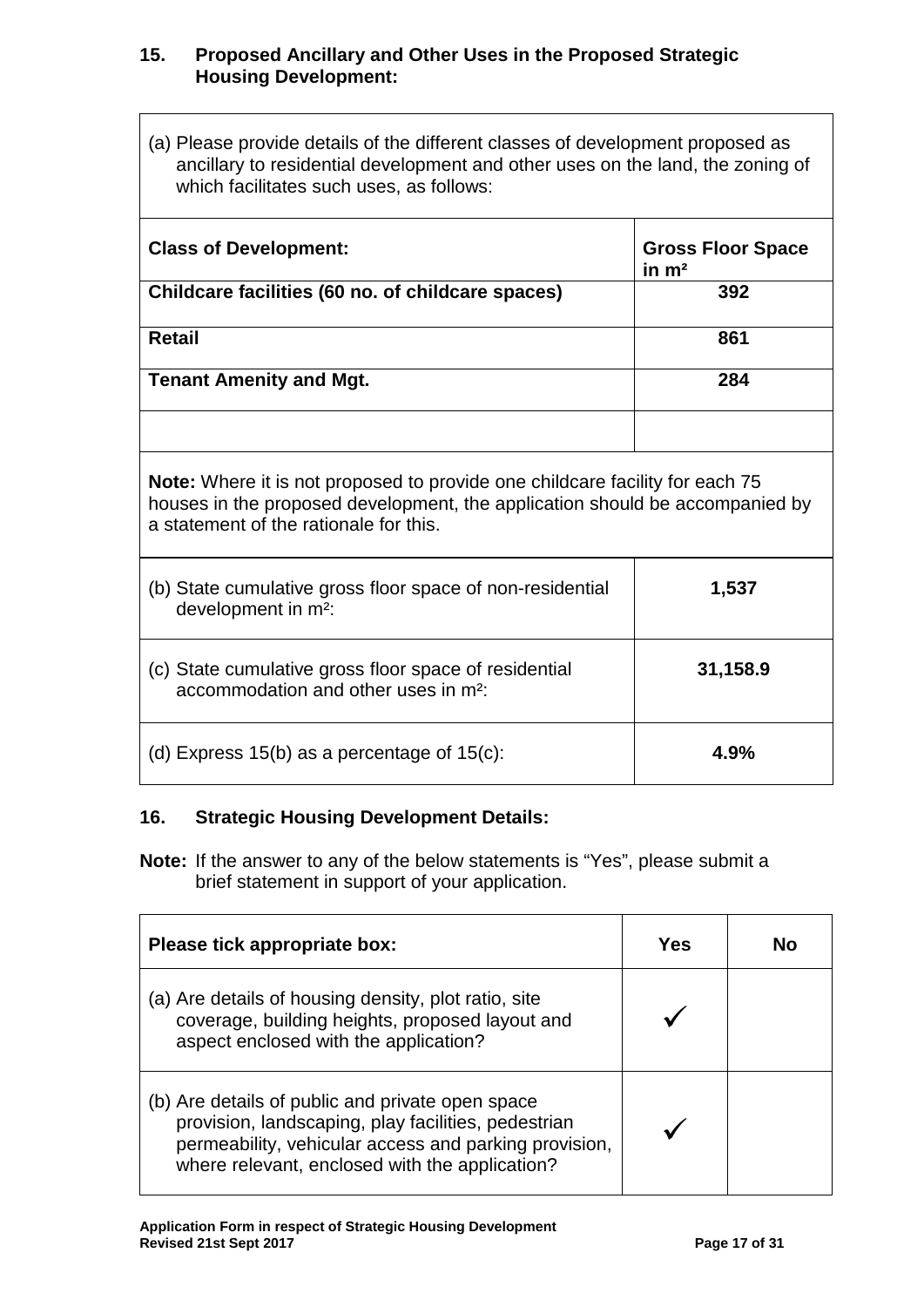## 15. Proposed Ancillary and Other Uses in the Proposed Strategic Housing Development:

| (a) Please provide details of the different classes of development proposed as ancillary to residential development and other uses on the land, the zoning of which facilitates such uses, as follows: | |
|---|---|
| **Class of Development:** | **Gross Floor Space in m²** |
| **Childcare facilities (60 no. of childcare spaces)** | **392** |
| **Retail** | **861** |
| **Tenant Amenity and Mgt.** | **284** |
| | |
| **Note:** Where it is not proposed to provide one childcare facility for each 75 houses in the proposed development, the application should be accompanied by a statement of the rationale for this. | |
| (b) State cumulative gross floor space of non-residential development in m²: | **1,537** |
| (c) State cumulative gross floor space of residential accommodation and other uses in m²: | **31,158.9** |
| (d) Express 15(b) as a percentage of 15(c): | **4.9%** |

## 16. Strategic Housing Development Details:

**Note:** If the answer to any of the below statements is "Yes", please submit a brief statement in support of your application.

| Please tick appropriate box: | Yes | No |
|---|---|---|
| (a) Are details of housing density, plot ratio, site coverage, building heights, proposed layout and aspect enclosed with the application? | ✓ | |
| (b) Are details of public and private open space provision, landscaping, play facilities, pedestrian permeability, vehicular access and parking provision, where relevant, enclosed with the application? | ✓ | |

**Application Form in respect of Strategic Housing Development**
**Revised 21st Sept 2017**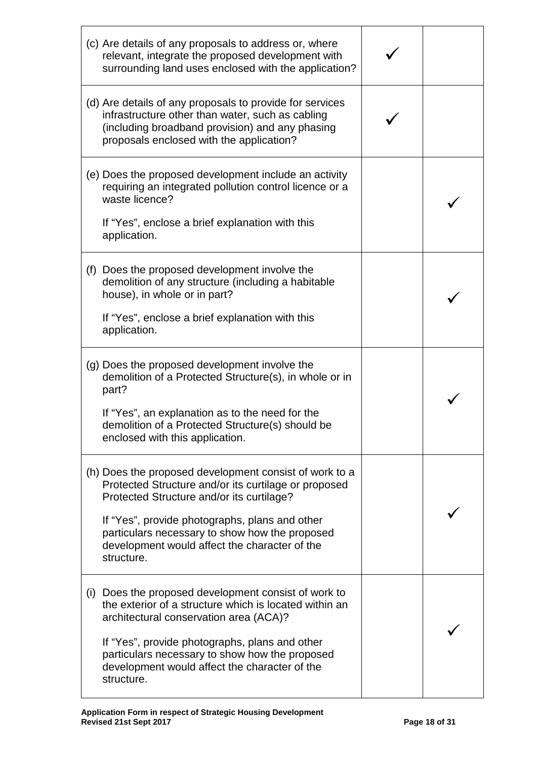| | | |
|---|---|---|
| (c) Are details of any proposals to address or, where relevant, integrate the proposed development with surrounding land uses enclosed with the application? | ✓ | |
| (d) Are details of any proposals to provide for services infrastructure other than water, such as cabling (including broadband provision) and any phasing proposals enclosed with the application? | ✓ | |
| (e) Does the proposed development include an activity requiring an integrated pollution control licence or a waste licence?<br><br>If "Yes", enclose a brief explanation with this application. | | ✓ |
| (f) Does the proposed development involve the demolition of any structure (including a habitable house), in whole or in part?<br><br>If "Yes", enclose a brief explanation with this application. | | ✓ |
| (g) Does the proposed development involve the demolition of a Protected Structure(s), in whole or in part?<br><br>If "Yes", an explanation as to the need for the demolition of a Protected Structure(s) should be enclosed with this application. | | ✓ |
| (h) Does the proposed development consist of work to a Protected Structure and/or its curtilage or proposed Protected Structure and/or its curtilage?<br><br>If "Yes", provide photographs, plans and other particulars necessary to show how the proposed development would affect the character of the structure. | | ✓ |
| (i) Does the proposed development consist of work to the exterior of a structure which is located within an architectural conservation area (ACA)?<br><br>If "Yes", provide photographs, plans and other particulars necessary to show how the proposed development would affect the character of the structure. | | ✓ |

**Application Form in respect of Strategic Housing Development**
**Revised 21st Sept 2017**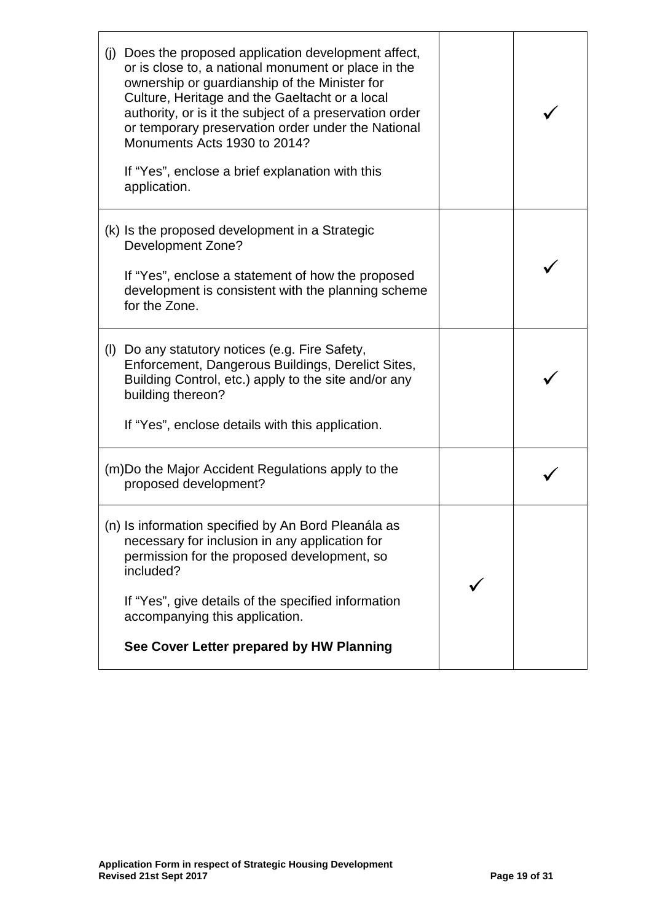| | | |
|---|---|---|
| (j) Does the proposed application development affect, or is close to, a national monument or place in the ownership or guardianship of the Minister for Culture, Heritage and the Gaeltacht or a local authority, or is it the subject of a preservation order or temporary preservation order under the National Monuments Acts 1930 to 2014?<br><br>If "Yes", enclose a brief explanation with this application. | | ✓ |
| (k) Is the proposed development in a Strategic Development Zone?<br><br>If "Yes", enclose a statement of how the proposed development is consistent with the planning scheme for the Zone. | | ✓ |
| (l) Do any statutory notices (e.g. Fire Safety, Enforcement, Dangerous Buildings, Derelict Sites, Building Control, etc.) apply to the site and/or any building thereon?<br><br>If "Yes", enclose details with this application. | | ✓ |
| (m) Do the Major Accident Regulations apply to the proposed development? | | ✓ |
| (n) Is information specified by An Bord Pleanála as necessary for inclusion in any application for permission for the proposed development, so included?<br><br>If "Yes", give details of the specified information accompanying this application.<br><br>**See Cover Letter prepared by HW Planning** | ✓ | |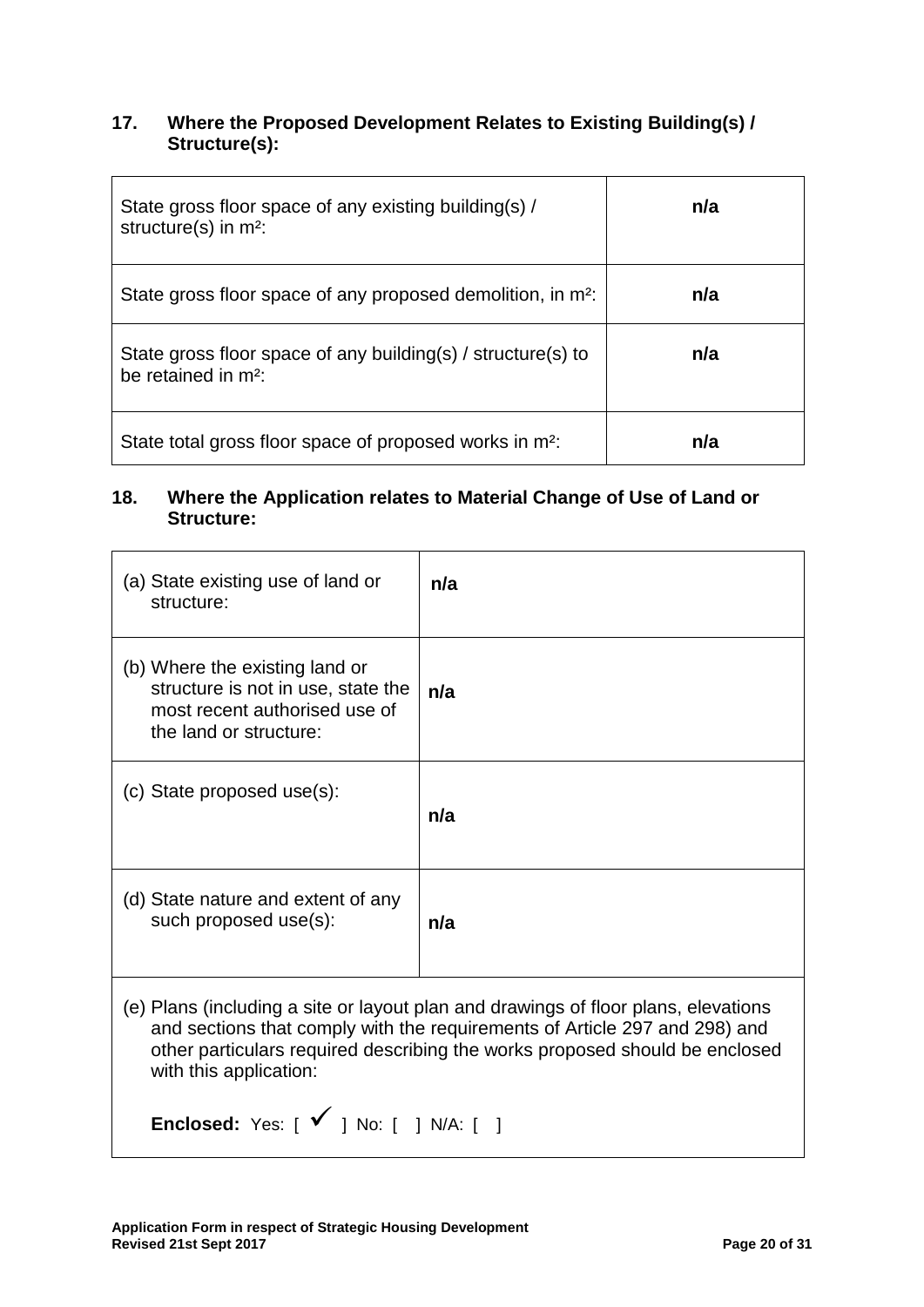### 17. Where the Proposed Development Relates to Existing Building(s) / Structure(s):

| | |
|---|---|
| State gross floor space of any existing building(s) / structure(s) in m²: | **n/a** |
| State gross floor space of any proposed demolition, in m²: | **n/a** |
| State gross floor space of any building(s) / structure(s) to be retained in m²: | **n/a** |
| State total gross floor space of proposed works in m²: | **n/a** |

### 18. Where the Application relates to Material Change of Use of Land or Structure:

| | |
|---|---|
| (a) State existing use of land or structure: | **n/a** |
| (b) Where the existing land or structure is not in use, state the most recent authorised use of the land or structure: | **n/a** |
| (c) State proposed use(s): | **n/a** |
| (d) State nature and extent of any such proposed use(s): | **n/a** |
| (e) Plans (including a site or layout plan and drawings of floor plans, elevations and sections that comply with the requirements of Article 297 and 298) and other particulars required describing the works proposed should be enclosed with this application:<br><br>**Enclosed:** Yes: [ ✓ ] No: [ ] N/A: [ ] | |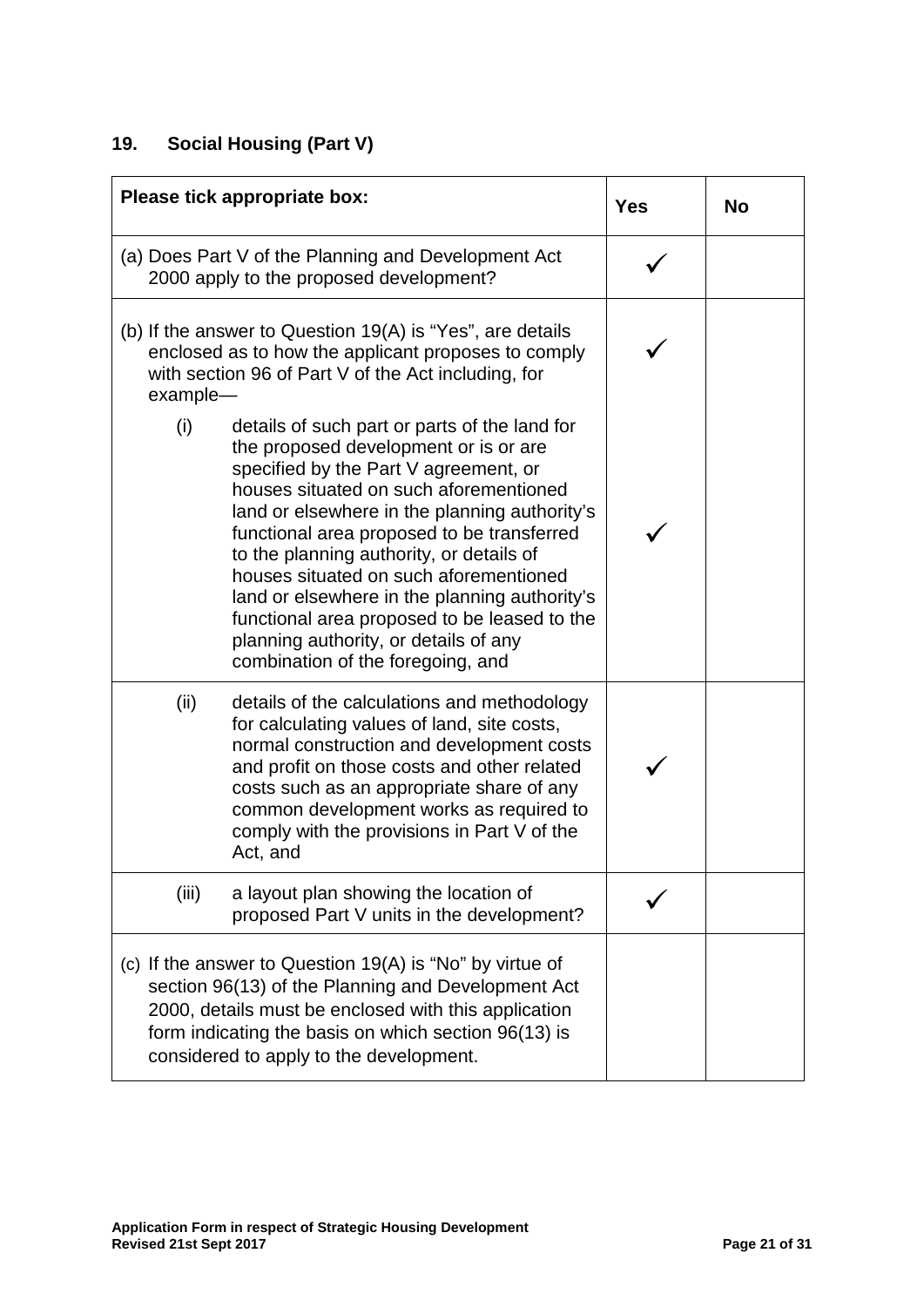## 19. Social Housing (Part V)

| Please tick appropriate box: | Yes | No |
|---|---|---|
| (a) Does Part V of the Planning and Development Act 2000 apply to the proposed development? | ✓ | |
| (b) If the answer to Question 19(A) is "Yes", are details enclosed as to how the applicant proposes to comply with section 96 of Part V of the Act including, for example— | ✓ | |
| (i) details of such part or parts of the land for the proposed development or is or are specified by the Part V agreement, or houses situated on such aforementioned land or elsewhere in the planning authority's functional area proposed to be transferred to the planning authority, or details of houses situated on such aforementioned land or elsewhere in the planning authority's functional area proposed to be leased to the planning authority, or details of any combination of the foregoing, and | ✓ | |
| (ii) details of the calculations and methodology for calculating values of land, site costs, normal construction and development costs and profit on those costs and other related costs such as an appropriate share of any common development works as required to comply with the provisions in Part V of the Act, and | ✓ | |
| (iii) a layout plan showing the location of proposed Part V units in the development? | ✓ | |
| (c) If the answer to Question 19(A) is "No" by virtue of section 96(13) of the Planning and Development Act 2000, details must be enclosed with this application form indicating the basis on which section 96(13) is considered to apply to the development. | | |

**Application Form in respect of Strategic Housing Development**
**Revised 21st Sept 2017**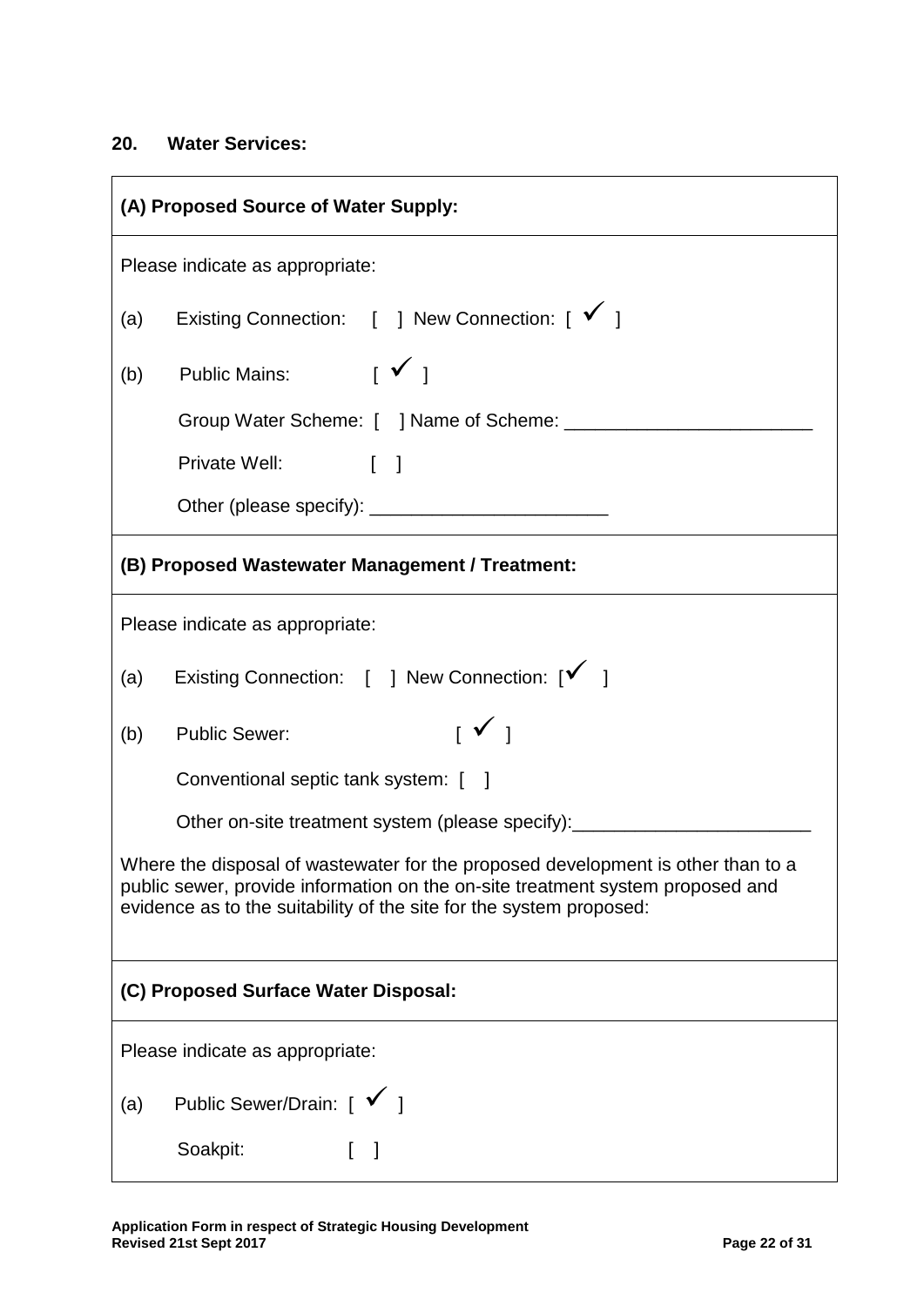## 20. Water Services:

**(A) Proposed Source of Water Supply:**

Please indicate as appropriate:

(a) Existing Connection: [ ] New Connection: [ ✓ ]

(b) Public Mains: [ ✓ ]

Group Water Scheme: [ ] Name of Scheme: ________________________

Private Well: [ ]

Other (please specify): _______________________

**(B) Proposed Wastewater Management / Treatment:**

Please indicate as appropriate:

(a) Existing Connection: [ ] New Connection: [✓ ]

(b) Public Sewer: [ ✓ ]

Conventional septic tank system: [ ]

Other on-site treatment system (please specify):_______________________

Where the disposal of wastewater for the proposed development is other than to a public sewer, provide information on the on-site treatment system proposed and evidence as to the suitability of the site for the system proposed:

**(C) Proposed Surface Water Disposal:**

Please indicate as appropriate:

(a) Public Sewer/Drain: [ ✓ ]

Soakpit: [ ]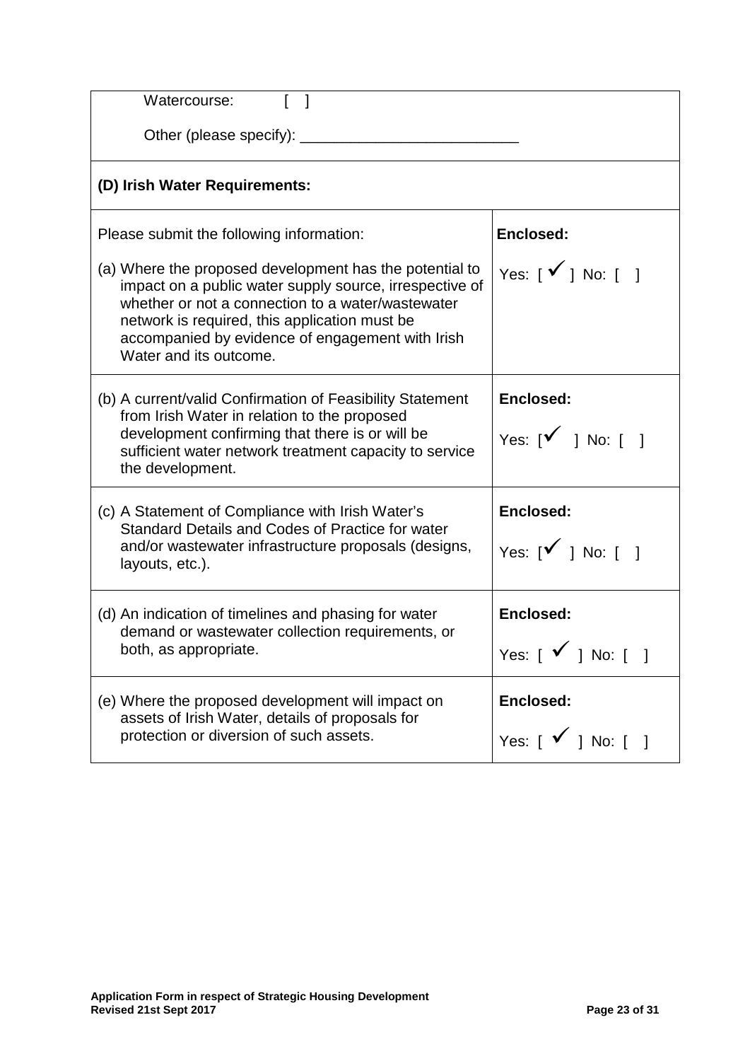| Watercourse: [ ]<br><br>Other (please specify): ___________________________ | |
|---|---|
| **(D) Irish Water Requirements:** | |
| Please submit the following information:<br><br>(a) Where the proposed development has the potential to impact on a public water supply source, irrespective of whether or not a connection to a water/wastewater network is required, this application must be accompanied by evidence of engagement with Irish Water and its outcome. | **Enclosed:**<br><br>Yes: [ ✓ ] No: [ ] |
| (b) A current/valid Confirmation of Feasibility Statement from Irish Water in relation to the proposed development confirming that there is or will be sufficient water network treatment capacity to service the development. | **Enclosed:**<br><br>Yes: [✓ ] No: [ ] |
| (c) A Statement of Compliance with Irish Water's Standard Details and Codes of Practice for water and/or wastewater infrastructure proposals (designs, layouts, etc.). | **Enclosed:**<br><br>Yes: [✓ ] No: [ ] |
| (d) An indication of timelines and phasing for water demand or wastewater collection requirements, or both, as appropriate. | **Enclosed:**<br><br>Yes: [ ✓ ] No: [ ] |
| (e) Where the proposed development will impact on assets of Irish Water, details of proposals for protection or diversion of such assets. | **Enclosed:**<br><br>Yes: [ ✓ ] No: [ ] |

**Application Form in respect of Strategic Housing Development**
**Revised 21st Sept 2017**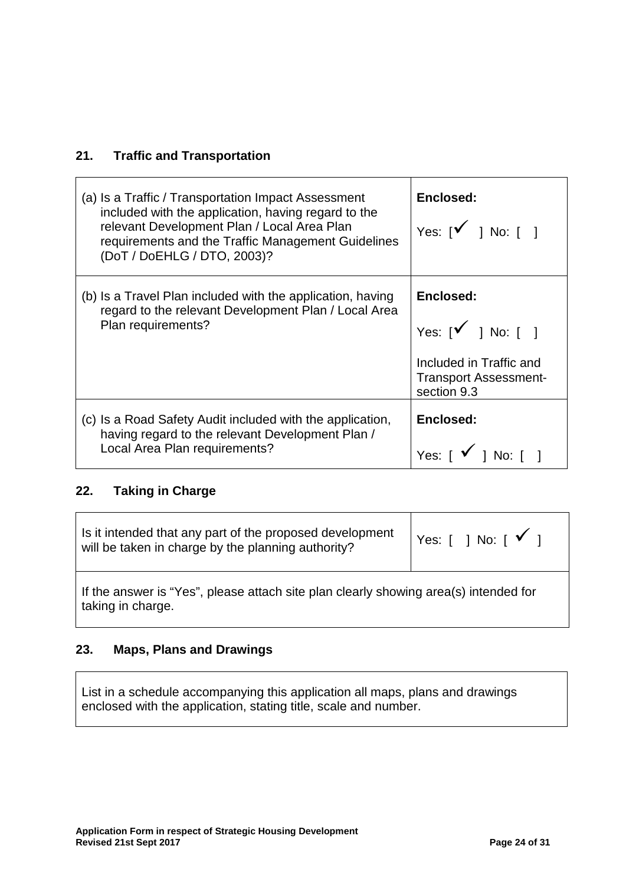## 21. Traffic and Transportation

| | |
|---|---|
| (a) Is a Traffic / Transportation Impact Assessment included with the application, having regard to the relevant Development Plan / Local Area Plan requirements and the Traffic Management Guidelines (DoT / DoEHLG / DTO, 2003)? | **Enclosed:** Yes: [✓ ] No: [ ] |
| (b) Is a Travel Plan included with the application, having regard to the relevant Development Plan / Local Area Plan requirements? | **Enclosed:** Yes: [✓ ] No: [ ] Included in Traffic and Transport Assessment- section 9.3 |
| (c) Is a Road Safety Audit included with the application, having regard to the relevant Development Plan / Local Area Plan requirements? | **Enclosed:** Yes: [ ✓ ] No: [ ] |

## 22. Taking in Charge

| | |
|---|---|
| Is it intended that any part of the proposed development will be taken in charge by the planning authority? | Yes: [ ] No: [ ✓ ] |
| If the answer is "Yes", please attach site plan clearly showing area(s) intended for taking in charge. | |

## 23. Maps, Plans and Drawings

List in a schedule accompanying this application all maps, plans and drawings enclosed with the application, stating title, scale and number.

Application Form in respect of Strategic Housing Development
Revised 21st Sept 2017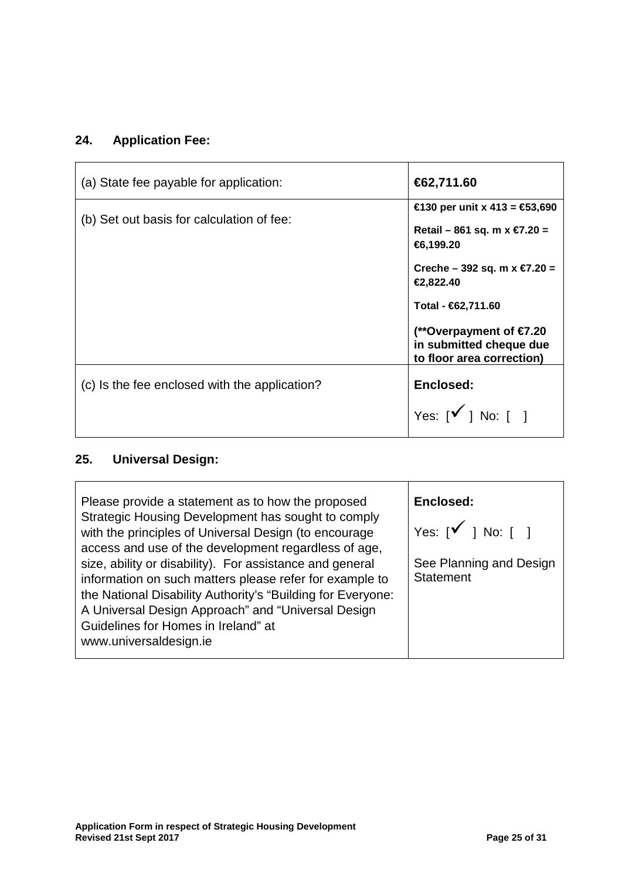## 24. Application Fee:

| | |
|---|---|
| (a) State fee payable for application: | **€62,711.60** |
| (b) Set out basis for calculation of fee: | **€130 per unit x 413 = €53,690**<br><br>**Retail – 861 sq. m x €7.20 = €6,199.20**<br><br>**Creche – 392 sq. m x €7.20 = €2,822.40**<br><br>**Total - €62,711.60**<br><br>**(**Overpayment of €7.20 in submitted cheque due to floor area correction)** |
| (c) Is the fee enclosed with the application? | **Enclosed:**<br><br>Yes: [✓] No: [ ] |

## 25. Universal Design:

| | |
|---|---|
| Please provide a statement as to how the proposed Strategic Housing Development has sought to comply with the principles of Universal Design (to encourage access and use of the development regardless of age, size, ability or disability). For assistance and general information on such matters please refer for example to the National Disability Authority's "Building for Everyone: A Universal Design Approach" and "Universal Design Guidelines for Homes in Ireland" at www.universaldesign.ie | **Enclosed:**<br><br>Yes: [✓] No: [ ]<br><br>See Planning and Design Statement |

**Application Form in respect of Strategic Housing Development**
**Revised 21st Sept 2017**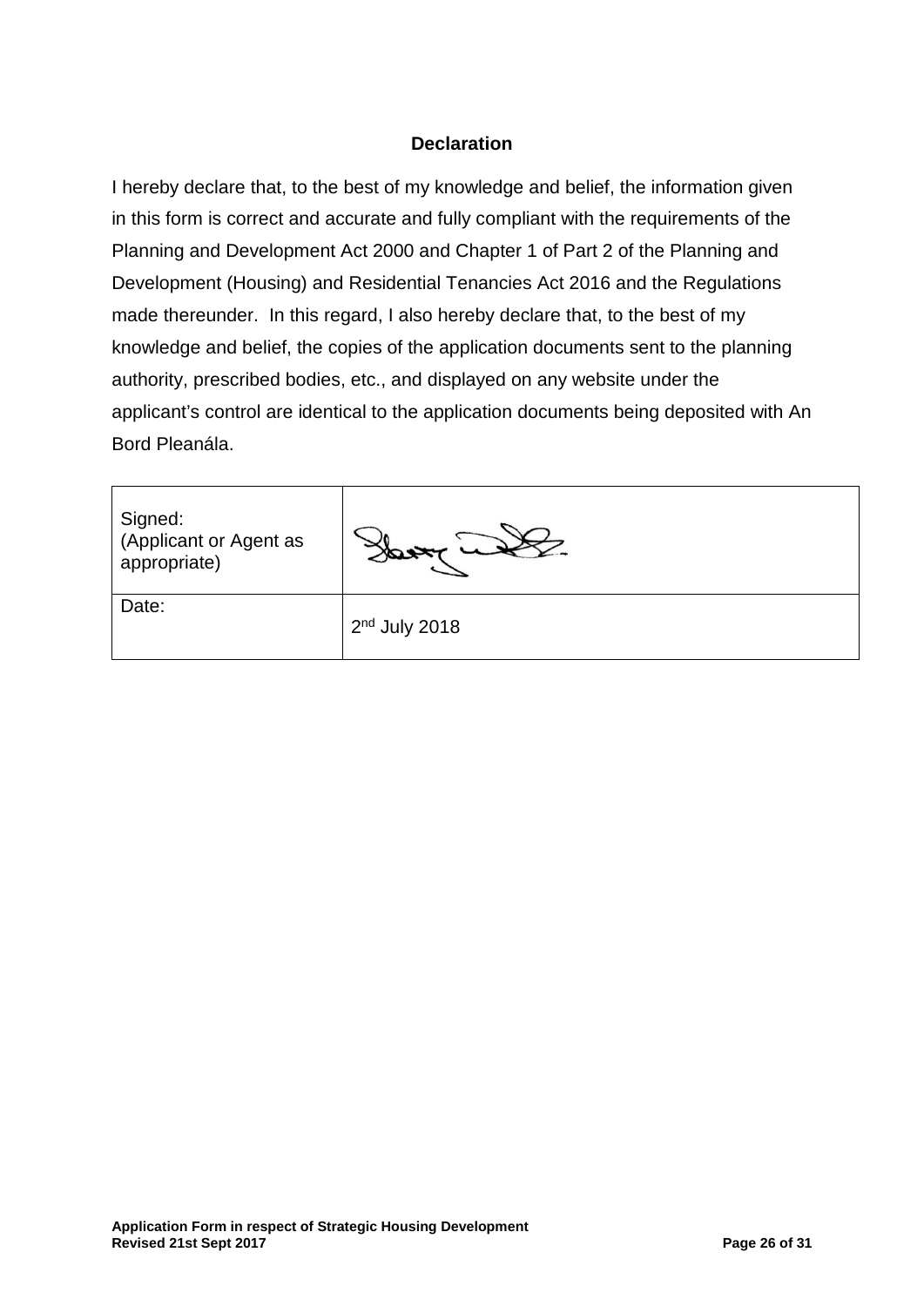**Declaration**

I hereby declare that, to the best of my knowledge and belief, the information given in this form is correct and accurate and fully compliant with the requirements of the Planning and Development Act 2000 and Chapter 1 of Part 2 of the Planning and Development (Housing) and Residential Tenancies Act 2016 and the Regulations made thereunder. In this regard, I also hereby declare that, to the best of my knowledge and belief, the copies of the application documents sent to the planning authority, prescribed bodies, etc., and displayed on any website under the applicant's control are identical to the application documents being deposited with An Bord Pleanála.

| Signed: (Applicant or Agent as appropriate) | [signature] |
|---|---|
| Date: | 2nd July 2018 |

**Application Form in respect of Strategic Housing Development**
**Revised 21st Sept 2017**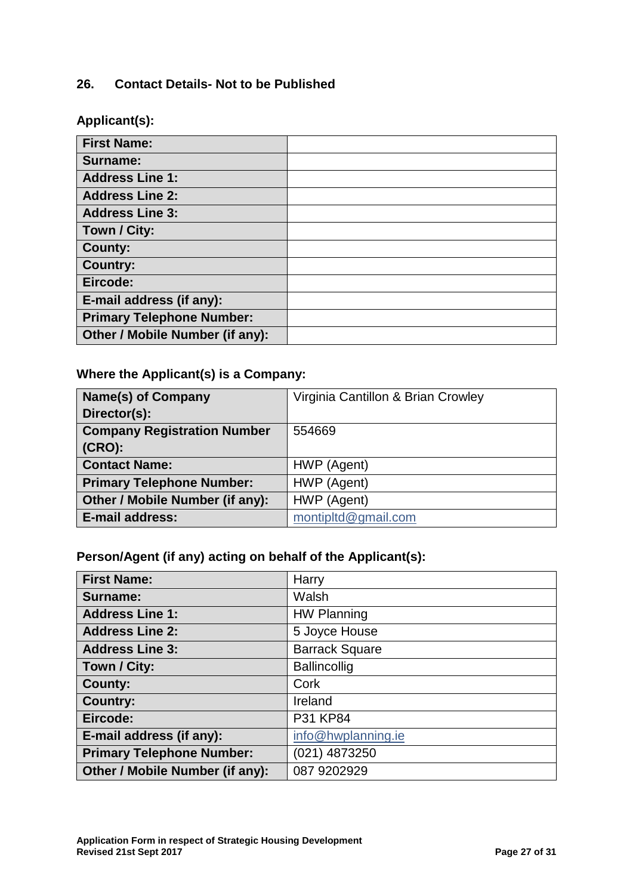## 26. Contact Details- Not to be Published

**Applicant(s):**

| Field | Value |
|---|---|
| **First Name:** | |
| **Surname:** | |
| **Address Line 1:** | |
| **Address Line 2:** | |
| **Address Line 3:** | |
| **Town / City:** | |
| **County:** | |
| **Country:** | |
| **Eircode:** | |
| **E-mail address (if any):** | |
| **Primary Telephone Number:** | |
| **Other / Mobile Number (if any):** | |

**Where the Applicant(s) is a Company:**

| Field | Value |
|---|---|
| **Name(s) of Company Director(s):** | Virginia Cantillon & Brian Crowley |
| **Company Registration Number (CRO):** | 554669 |
| **Contact Name:** | HWP (Agent) |
| **Primary Telephone Number:** | HWP (Agent) |
| **Other / Mobile Number (if any):** | HWP (Agent) |
| **E-mail address:** | montipltd@gmail.com |

**Person/Agent (if any) acting on behalf of the Applicant(s):**

| Field | Value |
|---|---|
| **First Name:** | Harry |
| **Surname:** | Walsh |
| **Address Line 1:** | HW Planning |
| **Address Line 2:** | 5 Joyce House |
| **Address Line 3:** | Barrack Square |
| **Town / City:** | Ballincollig |
| **County:** | Cork |
| **Country:** | Ireland |
| **Eircode:** | P31 KP84 |
| **E-mail address (if any):** | info@hwplanning.ie |
| **Primary Telephone Number:** | (021) 4873250 |
| **Other / Mobile Number (if any):** | 087 9202929 |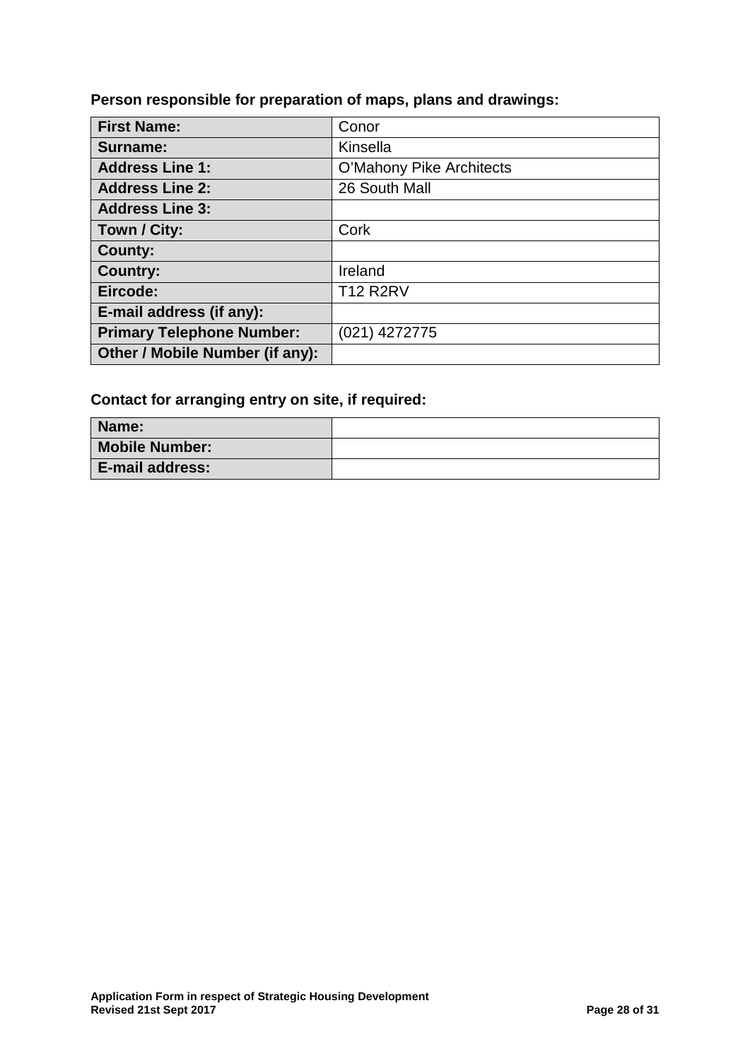**Person responsible for preparation of maps, plans and drawings:**

| **First Name:** | Conor |
|---|---|
| **Surname:** | Kinsella |
| **Address Line 1:** | O'Mahony Pike Architects |
| **Address Line 2:** | 26 South Mall |
| **Address Line 3:** | |
| **Town / City:** | Cork |
| **County:** | |
| **Country:** | Ireland |
| **Eircode:** | T12 R2RV |
| **E-mail address (if any):** | |
| **Primary Telephone Number:** | (021) 4272775 |
| **Other / Mobile Number (if any):** | |

**Contact for arranging entry on site, if required:**

| **Name:** | |
|---|---|
| **Mobile Number:** | |
| **E-mail address:** | |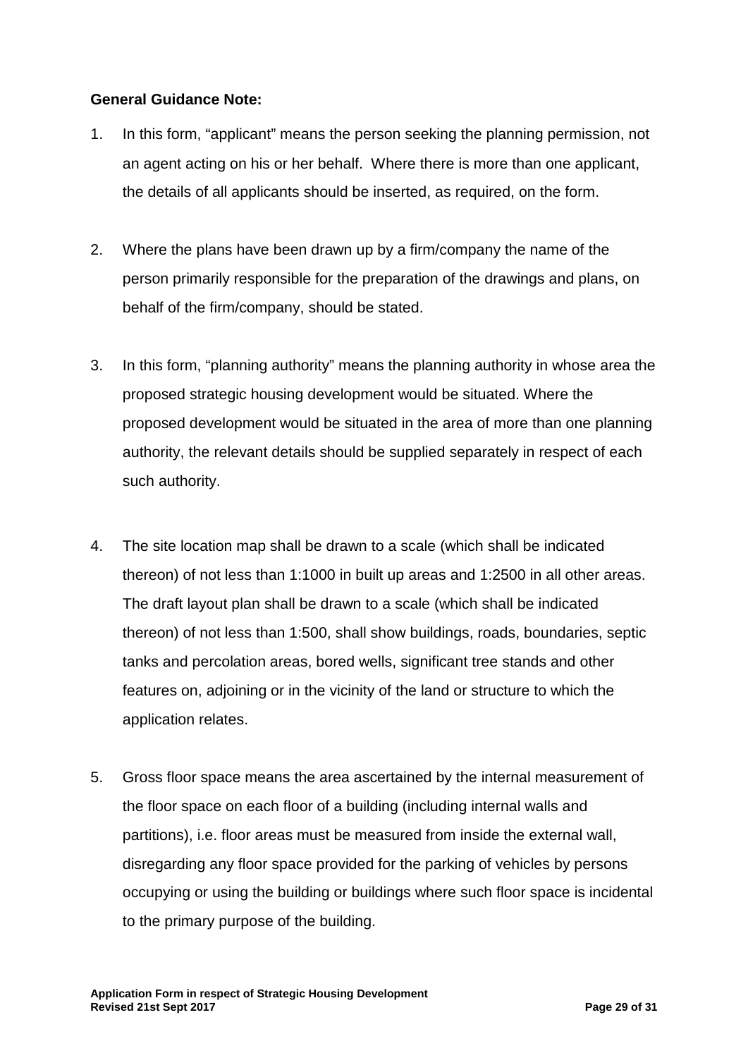**General Guidance Note:**

1. In this form, “applicant” means the person seeking the planning permission, not an agent acting on his or her behalf. Where there is more than one applicant, the details of all applicants should be inserted, as required, on the form.

2. Where the plans have been drawn up by a firm/company the name of the person primarily responsible for the preparation of the drawings and plans, on behalf of the firm/company, should be stated.

3. In this form, “planning authority” means the planning authority in whose area the proposed strategic housing development would be situated. Where the proposed development would be situated in the area of more than one planning authority, the relevant details should be supplied separately in respect of each such authority.

4. The site location map shall be drawn to a scale (which shall be indicated thereon) of not less than 1:1000 in built up areas and 1:2500 in all other areas. The draft layout plan shall be drawn to a scale (which shall be indicated thereon) of not less than 1:500, shall show buildings, roads, boundaries, septic tanks and percolation areas, bored wells, significant tree stands and other features on, adjoining or in the vicinity of the land or structure to which the application relates.

5. Gross floor space means the area ascertained by the internal measurement of the floor space on each floor of a building (including internal walls and partitions), i.e. floor areas must be measured from inside the external wall, disregarding any floor space provided for the parking of vehicles by persons occupying or using the building or buildings where such floor space is incidental to the primary purpose of the building.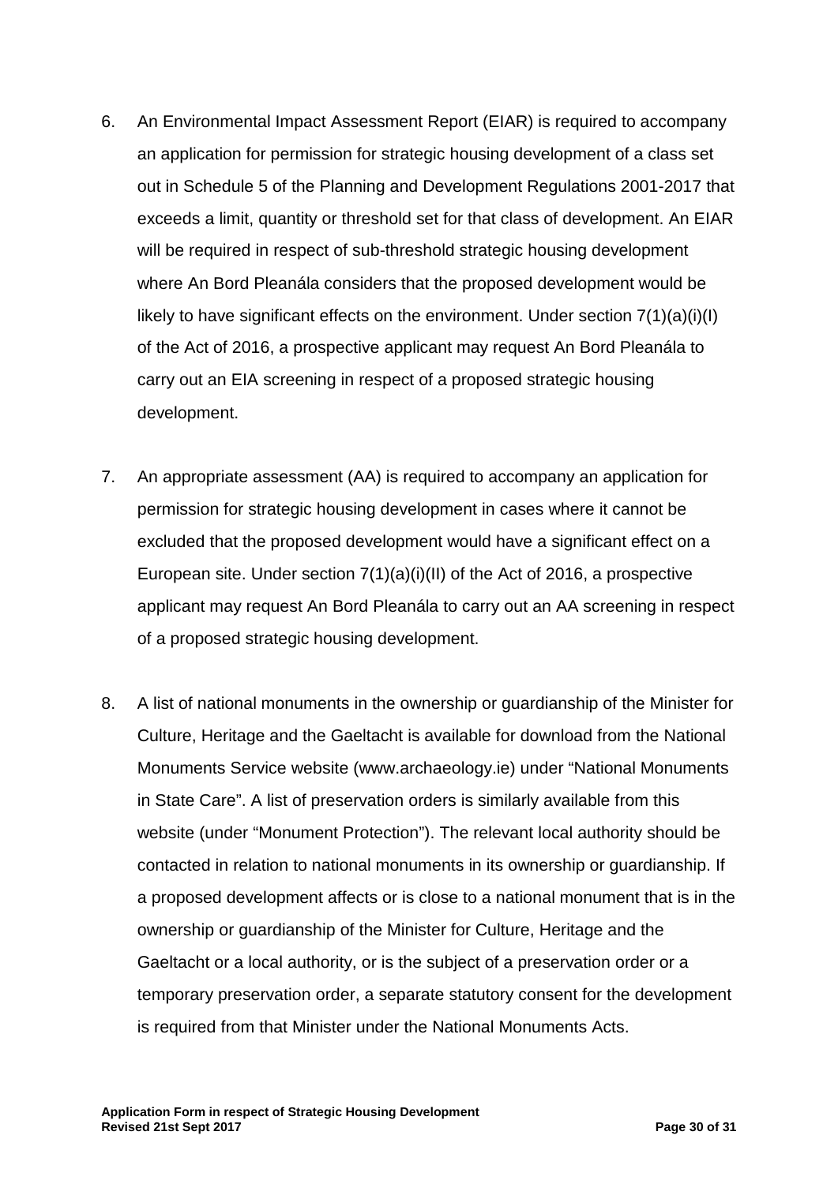6. An Environmental Impact Assessment Report (EIAR) is required to accompany an application for permission for strategic housing development of a class set out in Schedule 5 of the Planning and Development Regulations 2001-2017 that exceeds a limit, quantity or threshold set for that class of development. An EIAR will be required in respect of sub-threshold strategic housing development where An Bord Pleanála considers that the proposed development would be likely to have significant effects on the environment. Under section 7(1)(a)(i)(I) of the Act of 2016, a prospective applicant may request An Bord Pleanála to carry out an EIA screening in respect of a proposed strategic housing development.

7. An appropriate assessment (AA) is required to accompany an application for permission for strategic housing development in cases where it cannot be excluded that the proposed development would have a significant effect on a European site. Under section 7(1)(a)(i)(II) of the Act of 2016, a prospective applicant may request An Bord Pleanála to carry out an AA screening in respect of a proposed strategic housing development.

8. A list of national monuments in the ownership or guardianship of the Minister for Culture, Heritage and the Gaeltacht is available for download from the National Monuments Service website (www.archaeology.ie) under "National Monuments in State Care". A list of preservation orders is similarly available from this website (under "Monument Protection"). The relevant local authority should be contacted in relation to national monuments in its ownership or guardianship. If a proposed development affects or is close to a national monument that is in the ownership or guardianship of the Minister for Culture, Heritage and the Gaeltacht or a local authority, or is the subject of a preservation order or a temporary preservation order, a separate statutory consent for the development is required from that Minister under the National Monuments Acts.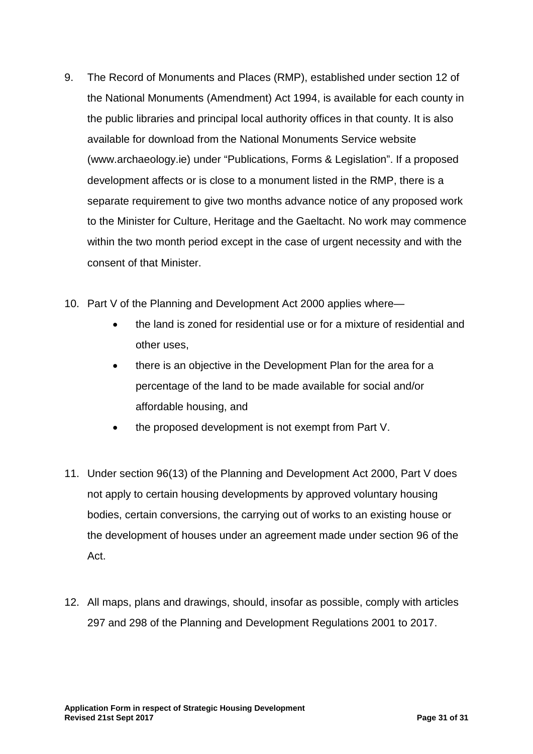9. The Record of Monuments and Places (RMP), established under section 12 of the National Monuments (Amendment) Act 1994, is available for each county in the public libraries and principal local authority offices in that county. It is also available for download from the National Monuments Service website (www.archaeology.ie) under "Publications, Forms & Legislation". If a proposed development affects or is close to a monument listed in the RMP, there is a separate requirement to give two months advance notice of any proposed work to the Minister for Culture, Heritage and the Gaeltacht. No work may commence within the two month period except in the case of urgent necessity and with the consent of that Minister.

10. Part V of the Planning and Development Act 2000 applies where—
    - the land is zoned for residential use or for a mixture of residential and other uses,
    - there is an objective in the Development Plan for the area for a percentage of the land to be made available for social and/or affordable housing, and
    - the proposed development is not exempt from Part V.

11. Under section 96(13) of the Planning and Development Act 2000, Part V does not apply to certain housing developments by approved voluntary housing bodies, certain conversions, the carrying out of works to an existing house or the development of houses under an agreement made under section 96 of the Act.

12. All maps, plans and drawings, should, insofar as possible, comply with articles 297 and 298 of the Planning and Development Regulations 2001 to 2017.